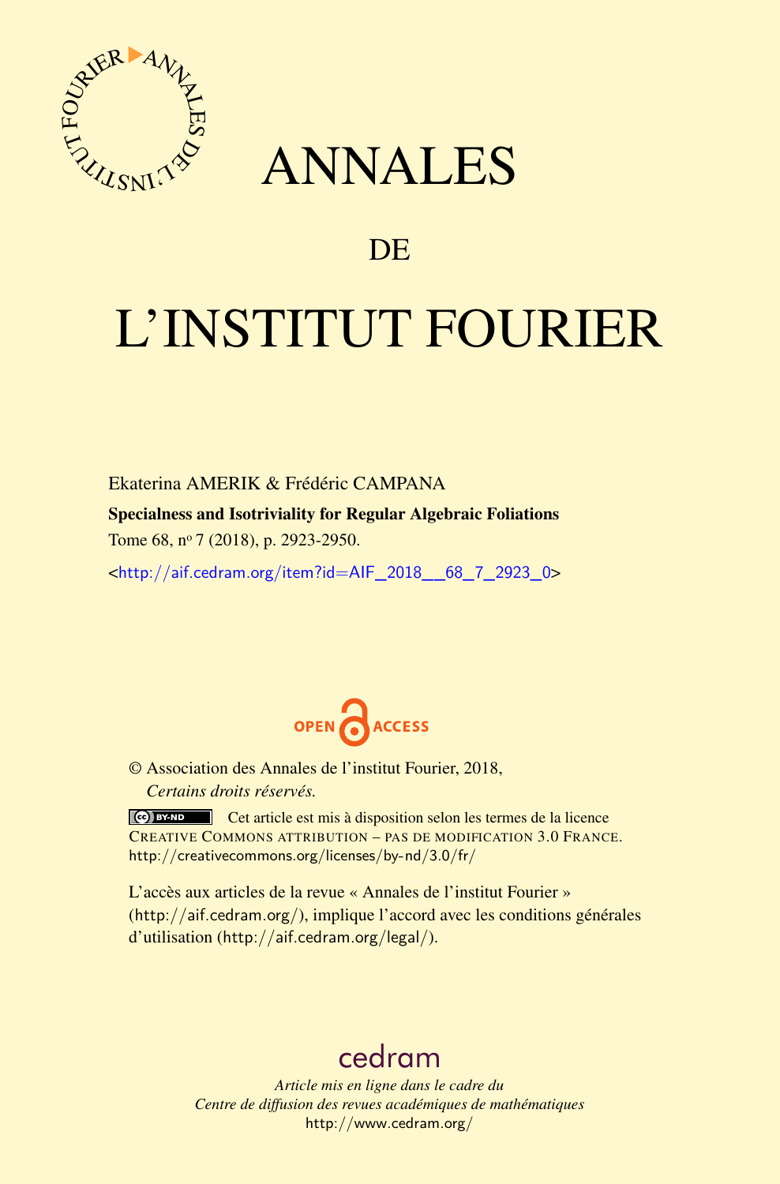# ANNALES

## DE

# L'INSTITUT FOURIER

Ekaterina AMERIK & Frédéric CAMPANA

**Specialness and Isotriviality for Regular Algebraic Foliations**

Tome 68, nº 7 (2018), p. 2923-2950.

<http://aif.cedram.org/item?id=AIF_2018__68_7_2923_0>

OPEN ACCESS

© Association des Annales de l'institut Fourier, 2018,
*Certains droits réservés.*

Cet article est mis à disposition selon les termes de la licence
CREATIVE COMMONS ATTRIBUTION – PAS DE MODIFICATION 3.0 FRANCE.
http://creativecommons.org/licenses/by-nd/3.0/fr/

L'accès aux articles de la revue « Annales de l'institut Fourier » (http://aif.cedram.org/), implique l'accord avec les conditions générales d'utilisation (http://aif.cedram.org/legal/).

cedram

*Article mis en ligne dans le cadre du*
*Centre de diffusion des revues académiques de mathématiques*
http://www.cedram.org/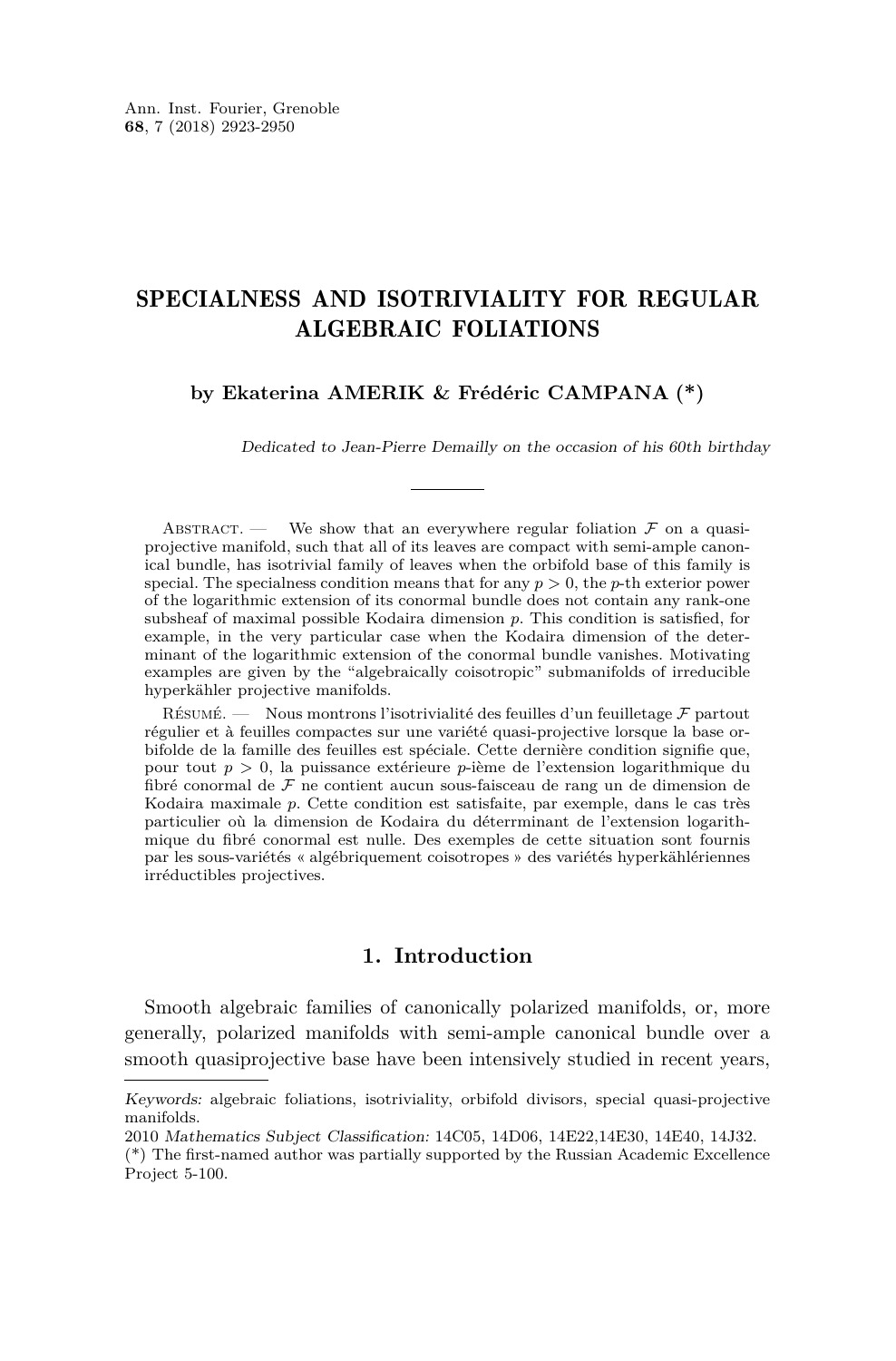# SPECIALNESS AND ISOTRIVIALITY FOR REGULAR ALGEBRAIC FOLIATIONS

**by Ekaterina AMERIK & Frédéric CAMPANA (\*)**

*Dedicated to Jean-Pierre Demailly on the occasion of his 60th birthday*

Abstract. — We show that an everywhere regular foliation $\mathcal{F}$ on a quasi-projective manifold, such that all of its leaves are compact with semi-ample canonical bundle, has isotrivial family of leaves when the orbifold base of this family is special. The specialness condition means that for any $p > 0$, the $p$-th exterior power of the logarithmic extension of its conormal bundle does not contain any rank-one subsheaf of maximal possible Kodaira dimension $p$. This condition is satisfied, for example, in the very particular case when the Kodaira dimension of the determinant of the logarithmic extension of the conormal bundle vanishes. Motivating examples are given by the "algebraically coisotropic" submanifolds of irreducible hyperkähler projective manifolds.

Résumé. — Nous montrons l'isotrivialité des feuilles d'un feuilletage $\mathcal{F}$ partout régulier et à feuilles compactes sur une variété quasi-projective lorsque la base orbifolde de la famille des feuilles est spéciale. Cette dernière condition signifie que, pour tout $p > 0$, la puissance extérieure $p$-ième de l'extension logarithmique du fibré conormal de $\mathcal{F}$ ne contient aucun sous-faisceau de rang un de dimension de Kodaira maximale $p$. Cette condition est satisfaite, par exemple, dans le cas très particulier où la dimension de Kodaira du déterrminant de l'extension logarithmique du fibré conormal est nulle. Des exemples de cette situation sont fournis par les sous-variétés « algébriquement coisotropes » des variétés hyperkählériennes irréductibles projectives.

## 1. Introduction

Smooth algebraic families of canonically polarized manifolds, or, more generally, polarized manifolds with semi-ample canonical bundle over a smooth quasiprojective base have been intensively studied in recent years,

---

*Keywords:* algebraic foliations, isotriviality, orbifold divisors, special quasi-projective manifolds.

2010 *Mathematics Subject Classification:* 14C05, 14D06, 14E22,14E30, 14E40, 14J32.

(\*) The first-named author was partially supported by the Russian Academic Excellence Project 5-100.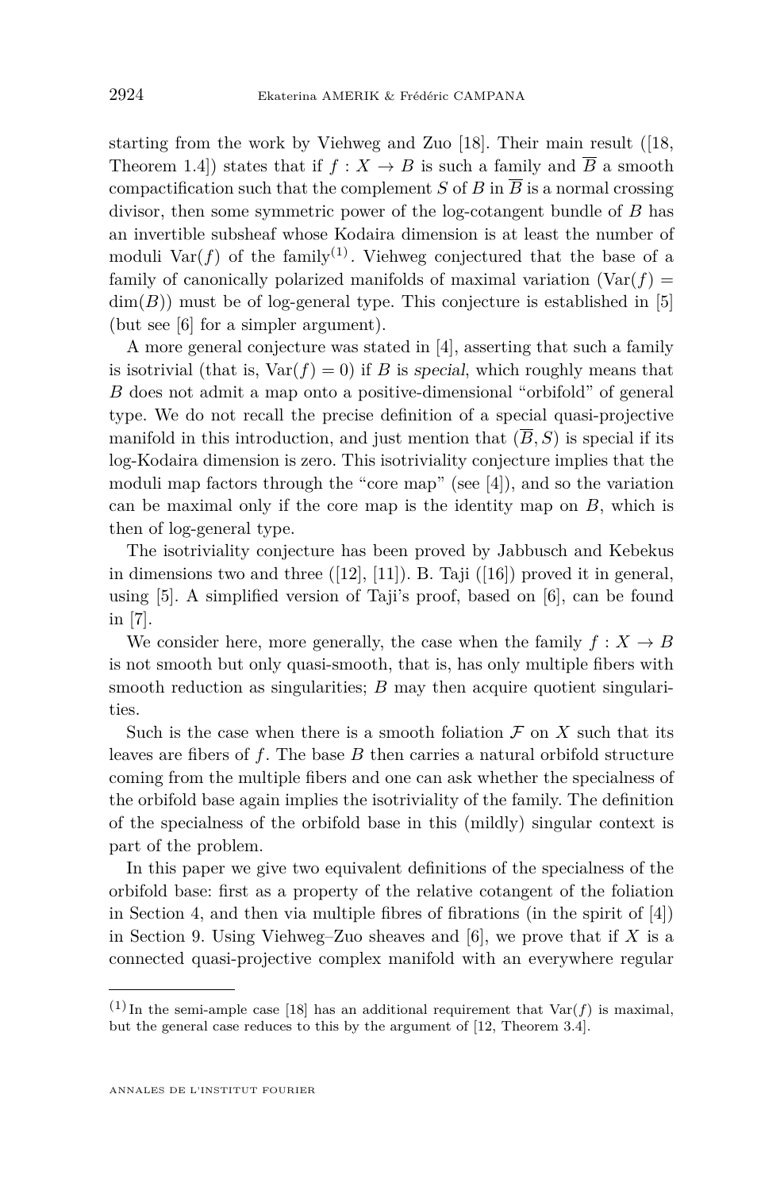starting from the work by Viehweg and Zuo [18]. Their main result ([18, Theorem 1.4]) states that if $f : X \to B$ is such a family and $\overline{B}$ a smooth compactification such that the complement $S$ of $B$ in $\overline{B}$ is a normal crossing divisor, then some symmetric power of the log-cotangent bundle of $B$ has an invertible subsheaf whose Kodaira dimension is at least the number of moduli $\mathrm{Var}(f)$ of the family[(1)]. Viehweg conjectured that the base of a family of canonically polarized manifolds of maximal variation ($\mathrm{Var}(f) = \dim(B)$) must be of log-general type. This conjecture is established in [5] (but see [6] for a simpler argument).

A more general conjecture was stated in [4], asserting that such a family is isotrivial (that is, $\mathrm{Var}(f) = 0$) if $B$ is *special*, which roughly means that $B$ does not admit a map onto a positive-dimensional "orbifold" of general type. We do not recall the precise definition of a special quasi-projective manifold in this introduction, and just mention that $(\overline{B}, S)$ is special if its log-Kodaira dimension is zero. This isotriviality conjecture implies that the moduli map factors through the "core map" (see [4]), and so the variation can be maximal only if the core map is the identity map on $B$, which is then of log-general type.

The isotriviality conjecture has been proved by Jabbusch and Kebekus in dimensions two and three ([12], [11]). B. Taji ([16]) proved it in general, using [5]. A simplified version of Taji's proof, based on [6], can be found in [7].

We consider here, more generally, the case when the family $f : X \to B$ is not smooth but only quasi-smooth, that is, has only multiple fibers with smooth reduction as singularities; $B$ may then acquire quotient singularities.

Such is the case when there is a smooth foliation $\mathcal{F}$ on $X$ such that its leaves are fibers of $f$. The base $B$ then carries a natural orbifold structure coming from the multiple fibers and one can ask whether the specialness of the orbifold base again implies the isotriviality of the family. The definition of the specialness of the orbifold base in this (mildly) singular context is part of the problem.

In this paper we give two equivalent definitions of the specialness of the orbifold base: first as a property of the relative cotangent of the foliation in Section 4, and then via multiple fibres of fibrations (in the spirit of [4]) in Section 9. Using Viehweg–Zuo sheaves and [6], we prove that if $X$ is a connected quasi-projective complex manifold with an everywhere regular

---

(1) In the semi-ample case [18] has an additional requirement that $\mathrm{Var}(f)$ is maximal, but the general case reduces to this by the argument of [12, Theorem 3.4].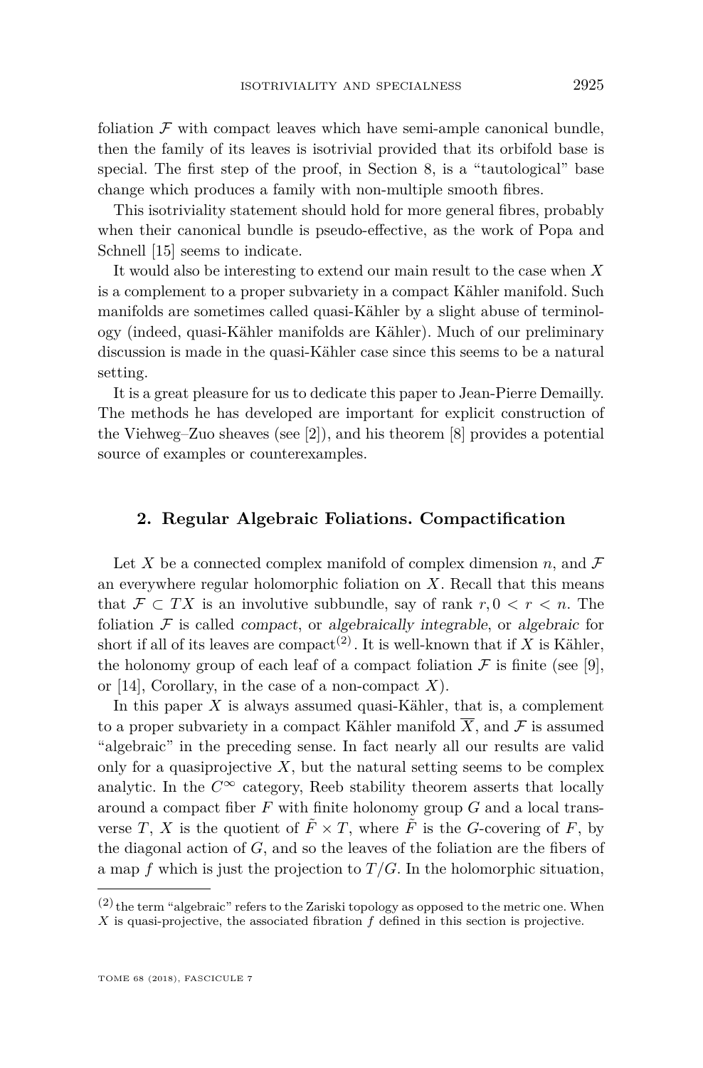foliation $\mathcal{F}$ with compact leaves which have semi-ample canonical bundle, then the family of its leaves is isotrivial provided that its orbifold base is special. The first step of the proof, in Section 8, is a "tautological" base change which produces a family with non-multiple smooth fibres.

This isotriviality statement should hold for more general fibres, probably when their canonical bundle is pseudo-effective, as the work of Popa and Schnell [15] seems to indicate.

It would also be interesting to extend our main result to the case when $X$ is a complement to a proper subvariety in a compact Kähler manifold. Such manifolds are sometimes called quasi-Kähler by a slight abuse of terminology (indeed, quasi-Kähler manifolds are Kähler). Much of our preliminary discussion is made in the quasi-Kähler case since this seems to be a natural setting.

It is a great pleasure for us to dedicate this paper to Jean-Pierre Demailly. The methods he has developed are important for explicit construction of the Viehweg–Zuo sheaves (see [2]), and his theorem [8] provides a potential source of examples or counterexamples.

## 2. Regular Algebraic Foliations. Compactification

Let $X$ be a connected complex manifold of complex dimension $n$, and $\mathcal{F}$ an everywhere regular holomorphic foliation on $X$. Recall that this means that $\mathcal{F} \subset TX$ is an involutive subbundle, say of rank $r, 0 < r < n$. The foliation $\mathcal{F}$ is called *compact*, or *algebraically integrable*, or *algebraic* for short if all of its leaves are compact[2]. It is well-known that if $X$ is Kähler, the holonomy group of each leaf of a compact foliation $\mathcal{F}$ is finite (see [9], or [14], Corollary, in the case of a non-compact $X$).

In this paper $X$ is always assumed quasi-Kähler, that is, a complement to a proper subvariety in a compact Kähler manifold $\overline{X}$, and $\mathcal{F}$ is assumed "algebraic" in the preceding sense. In fact nearly all our results are valid only for a quasiprojective $X$, but the natural setting seems to be complex analytic. In the $C^\infty$ category, Reeb stability theorem asserts that locally around a compact fiber $F$ with finite holonomy group $G$ and a local transverse $T$, $X$ is the quotient of $\tilde{F} \times T$, where $\tilde{F}$ is the $G$-covering of $F$, by the diagonal action of $G$, and so the leaves of the foliation are the fibers of a map $f$ which is just the projection to $T/G$. In the holomorphic situation,

[2] the term "algebraic" refers to the Zariski topology as opposed to the metric one. When $X$ is quasi-projective, the associated fibration $f$ defined in this section is projective.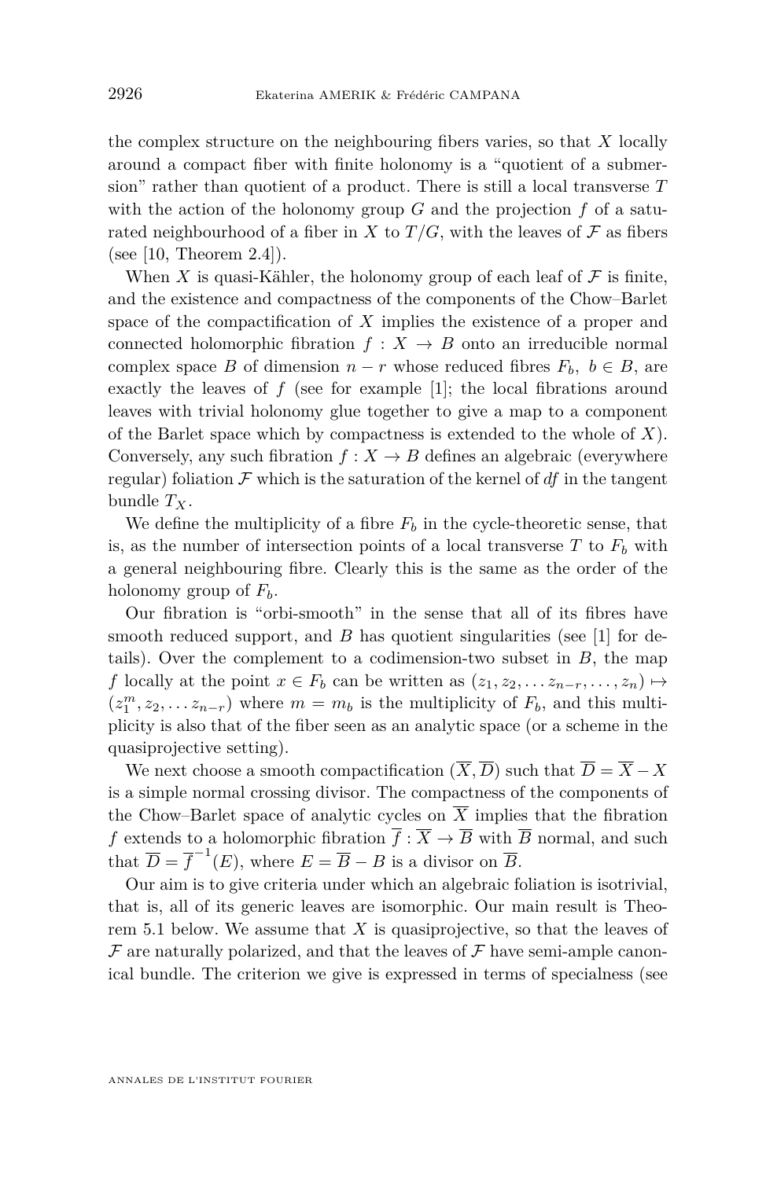the complex structure on the neighbouring fibers varies, so that $X$ locally around a compact fiber with finite holonomy is a "quotient of a submersion" rather than quotient of a product. There is still a local transverse $T$ with the action of the holonomy group $G$ and the projection $f$ of a saturated neighbourhood of a fiber in $X$ to $T/G$, with the leaves of $\mathcal{F}$ as fibers (see [10, Theorem 2.4]).

When $X$ is quasi-Kähler, the holonomy group of each leaf of $\mathcal{F}$ is finite, and the existence and compactness of the components of the Chow–Barlet space of the compactification of $X$ implies the existence of a proper and connected holomorphic fibration $f : X \to B$ onto an irreducible normal complex space $B$ of dimension $n-r$ whose reduced fibres $F_b$, $b \in B$, are exactly the leaves of $f$ (see for example [1]; the local fibrations around leaves with trivial holonomy glue together to give a map to a component of the Barlet space which by compactness is extended to the whole of $X$). Conversely, any such fibration $f : X \to B$ defines an algebraic (everywhere regular) foliation $\mathcal{F}$ which is the saturation of the kernel of $df$ in the tangent bundle $T_X$.

We define the multiplicity of a fibre $F_b$ in the cycle-theoretic sense, that is, as the number of intersection points of a local transverse $T$ to $F_b$ with a general neighbouring fibre. Clearly this is the same as the order of the holonomy group of $F_b$.

Our fibration is "orbi-smooth" in the sense that all of its fibres have smooth reduced support, and $B$ has quotient singularities (see [1] for details). Over the complement to a codimension-two subset in $B$, the map $f$ locally at the point $x \in F_b$ can be written as $(z_1, z_2, \dots z_{n-r}, \dots, z_n) \mapsto (z_1^m, z_2, \dots z_{n-r})$ where $m = m_b$ is the multiplicity of $F_b$, and this multiplicity is also that of the fiber seen as an analytic space (or a scheme in the quasiprojective setting).

We next choose a smooth compactification $(\overline{X}, \overline{D})$ such that $\overline{D} = \overline{X} - X$ is a simple normal crossing divisor. The compactness of the components of the Chow–Barlet space of analytic cycles on $\overline{X}$ implies that the fibration $f$ extends to a holomorphic fibration $\overline{f} : \overline{X} \to \overline{B}$ with $\overline{B}$ normal, and such that $\overline{D} = \overline{f}^{-1}(E)$, where $E = \overline{B} - B$ is a divisor on $\overline{B}$.

Our aim is to give criteria under which an algebraic foliation is isotrivial, that is, all of its generic leaves are isomorphic. Our main result is Theorem 5.1 below. We assume that $X$ is quasiprojective, so that the leaves of $\mathcal{F}$ are naturally polarized, and that the leaves of $\mathcal{F}$ have semi-ample canonical bundle. The criterion we give is expressed in terms of specialness (see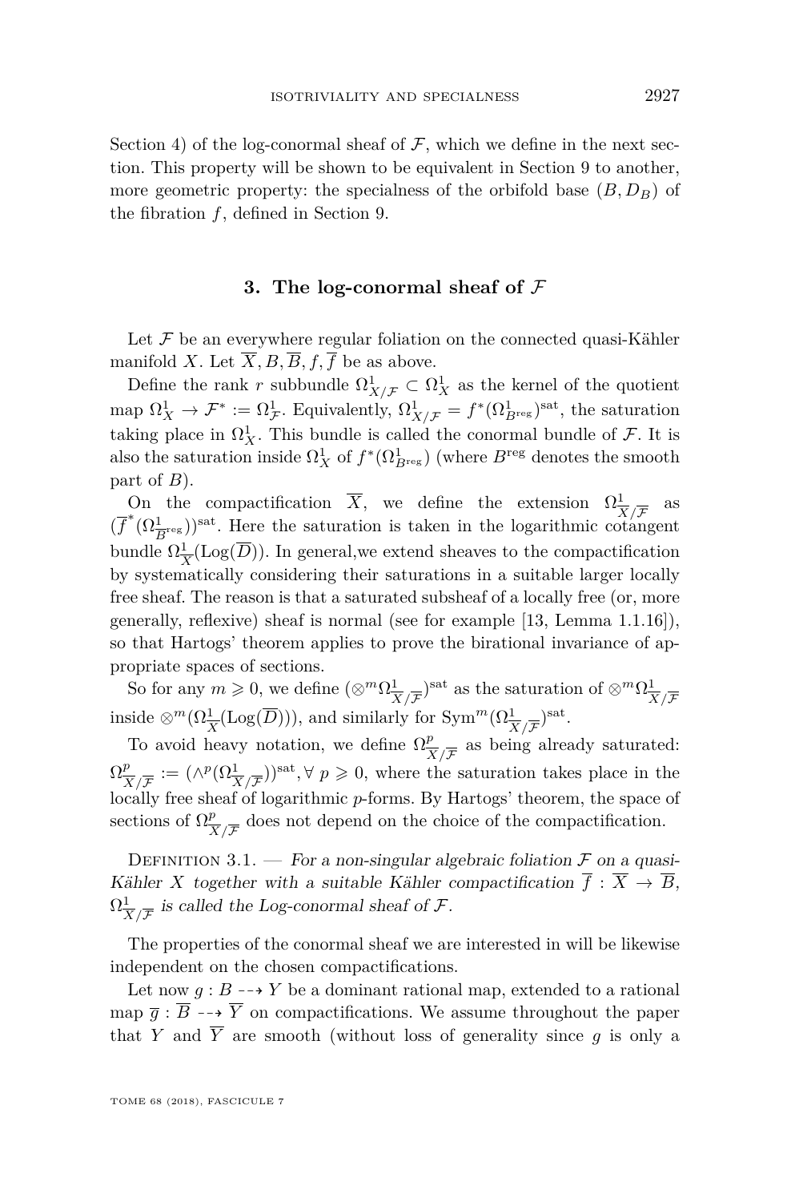Section 4) of the log-conormal sheaf of $\mathcal{F}$, which we define in the next section. This property will be shown to be equivalent in Section 9 to another, more geometric property: the specialness of the orbifold base $(B, D_B)$ of the fibration $f$, defined in Section 9.

## 3. The log-conormal sheaf of $\mathcal{F}$

Let $\mathcal{F}$ be an everywhere regular foliation on the connected quasi-Kähler manifold $X$. Let $\overline{X}, B, \overline{B}, f, \overline{f}$ be as above.

Define the rank $r$ subbundle $\Omega^1_{X/\mathcal{F}} \subset \Omega^1_X$ as the kernel of the quotient map $\Omega^1_X \to \mathcal{F}^* := \Omega^1_{\mathcal{F}}$. Equivalently, $\Omega^1_{X/\mathcal{F}} = f^*(\Omega^1_{B^{\mathrm{reg}}})^{\mathrm{sat}}$, the saturation taking place in $\Omega^1_X$. This bundle is called the conormal bundle of $\mathcal{F}$. It is also the saturation inside $\Omega^1_X$ of $f^*(\Omega^1_{B^{\mathrm{reg}}})$ (where $B^{\mathrm{reg}}$ denotes the smooth part of $B$).

On the compactification $\overline{X}$, we define the extension $\Omega^1_{\overline{X}/\overline{\mathcal{F}}}$ as $(\overline{f}^*(\Omega^1_{\overline{B}^{\mathrm{reg}}}))^{\mathrm{sat}}$. Here the saturation is taken in the logarithmic cotangent bundle $\Omega^1_{\overline{X}}(\mathrm{Log}(\overline{D}))$. In general,we extend sheaves to the compactification by systematically considering their saturations in a suitable larger locally free sheaf. The reason is that a saturated subsheaf of a locally free (or, more generally, reflexive) sheaf is normal (see for example [13, Lemma 1.1.16]), so that Hartogs' theorem applies to prove the birational invariance of appropriate spaces of sections.

So for any $m \geqslant 0$, we define $(\otimes^m \Omega^1_{\overline{X}/\overline{\mathcal{F}}})^{\mathrm{sat}}$ as the saturation of $\otimes^m \Omega^1_{\overline{X}/\overline{\mathcal{F}}}$ inside $\otimes^m(\Omega^1_{\overline{X}}(\mathrm{Log}(\overline{D})))$, and similarly for $\mathrm{Sym}^m(\Omega^1_{\overline{X}/\overline{\mathcal{F}}})^{\mathrm{sat}}$.

To avoid heavy notation, we define $\Omega^p_{\overline{X}/\overline{\mathcal{F}}}$ as being already saturated: $\Omega^p_{\overline{X}/\overline{\mathcal{F}}} := (\wedge^p(\Omega^1_{\overline{X}/\overline{\mathcal{F}}}))^{\mathrm{sat}}, \forall\, p \geqslant 0$, where the saturation takes place in the locally free sheaf of logarithmic $p$-forms. By Hartogs' theorem, the space of sections of $\Omega^p_{\overline{X}/\overline{\mathcal{F}}}$ does not depend on the choice of the compactification.

Definition 3.1. — *For a non-singular algebraic foliation $\mathcal{F}$ on a quasi-Kähler $X$ together with a suitable Kähler compactification $\overline{f} : \overline{X} \to \overline{B}$, $\Omega^1_{\overline{X}/\overline{\mathcal{F}}}$ is called the Log-conormal sheaf of $\mathcal{F}$.*

The properties of the conormal sheaf we are interested in will be likewise independent on the chosen compactifications.

Let now $g : B \dashrightarrow Y$ be a dominant rational map, extended to a rational map $\overline{g} : \overline{B} \dashrightarrow \overline{Y}$ on compactifications. We assume throughout the paper that $Y$ and $\overline{Y}$ are smooth (without loss of generality since $g$ is only a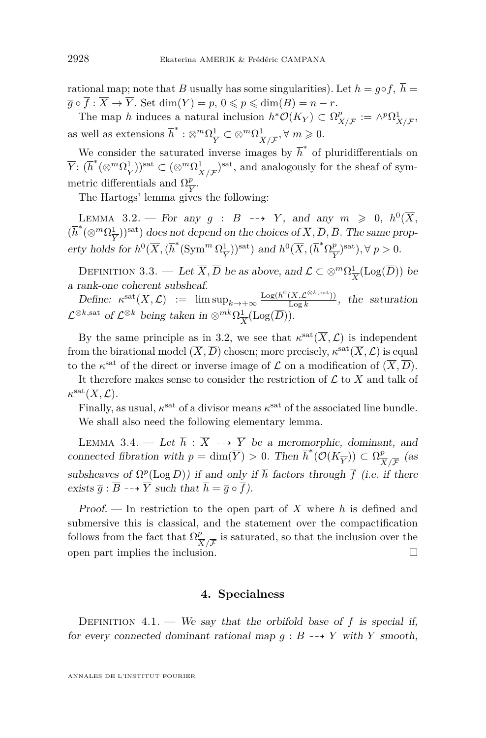rational map; note that $B$ usually has some singularities). Let $h = g \circ f$, $\overline{h} = \overline{g} \circ \overline{f} : \overline{X} \to \overline{Y}$. Set $\dim(Y) = p$, $0 \leqslant p \leqslant \dim(B) = n - r$.

The map $h$ induces a natural inclusion $h^*\mathcal{O}(K_Y) \subset \Omega^p_{X/\mathcal{F}} := \wedge^p \Omega^1_{X/\mathcal{F}}$, as well as extensions $\overline{h}^* : \otimes^m \Omega^1_{\overline{Y}} \subset \otimes^m \Omega^1_{\overline{X}/\overline{\mathcal{F}}}, \forall\, m \geqslant 0$.

We consider the saturated inverse images by $\overline{h}^*$ of pluridifferentials on $\overline{Y}$: $(\overline{h}^*(\otimes^m \Omega^1_{\overline{Y}}))^{\text{sat}} \subset (\otimes^m \Omega^1_{\overline{X}/\overline{\mathcal{F}}})^{\text{sat}}$, and analogously for the sheaf of symmetric differentials and $\Omega^p_{\overline{Y}}$.

The Hartogs' lemma gives the following:

Lemma 3.2. — *For any $g : B \dashrightarrow Y$, and any $m \geqslant 0$, $h^0(\overline{X}, (\overline{h}^*(\otimes^m \Omega^1_{\overline{Y}}))^{\text{sat}})$ does not depend on the choices of $\overline{X}, \overline{D}, \overline{B}$. The same property holds for $h^0(\overline{X}, (\overline{h}^*(\text{Sym}^m \Omega^1_{\overline{Y}}))^{\text{sat}})$ and $h^0(\overline{X}, (\overline{h}^* \Omega^p_{\overline{Y}})^{\text{sat}}), \forall\, p > 0$.*

Definition 3.3. — *Let $\overline{X}, \overline{D}$ be as above, and $\mathcal{L} \subset \otimes^m \Omega^1_{\overline{X}}(\text{Log}(\overline{D}))$ be a rank-one coherent subsheaf.*

*Define: $\kappa^{\text{sat}}(\overline{X}, \mathcal{L}) := \limsup_{k \to +\infty} \frac{\text{Log}(h^0(\overline{X}, \mathcal{L}^{\otimes k, \text{sat}}))}{\text{Log}\, k}$, the saturation $\mathcal{L}^{\otimes k, \text{sat}}$ of $\mathcal{L}^{\otimes k}$ being taken in $\otimes^{mk} \Omega^1_{\overline{X}}(\text{Log}(\overline{D}))$.*

By the same principle as in 3.2, we see that $\kappa^{\text{sat}}(\overline{X}, \mathcal{L})$ is independent from the birational model $(\overline{X}, \overline{D})$ chosen; more precisely, $\kappa^{\text{sat}}(\overline{X}, \mathcal{L})$ is equal to the $\kappa^{\text{sat}}$ of the direct or inverse image of $\mathcal{L}$ on a modification of $(\overline{X}, \overline{D})$.

It therefore makes sense to consider the restriction of $\mathcal{L}$ to $X$ and talk of $\kappa^{\text{sat}}(X, \mathcal{L})$.

Finally, as usual, $\kappa^{\text{sat}}$ of a divisor means $\kappa^{\text{sat}}$ of the associated line bundle.

We shall also need the following elementary lemma.

Lemma 3.4. — *Let $\overline{h} : \overline{X} \dashrightarrow \overline{Y}$ be a meromorphic, dominant, and connected fibration with $p = \dim(\overline{Y}) > 0$. Then $\overline{h}^*(\mathcal{O}(K_{\overline{Y}})) \subset \Omega^p_{\overline{X}/\overline{\mathcal{F}}}$ (as subsheaves of $\Omega^p(\text{Log}\, D)$) if and only if $\overline{h}$ factors through $\overline{f}$ (i.e. if there exists $\overline{g} : \overline{B} \dashrightarrow \overline{Y}$ such that $\overline{h} = \overline{g} \circ \overline{f}$).*

*Proof.* — In restriction to the open part of $X$ where $h$ is defined and submersive this is classical, and the statement over the compactification follows from the fact that $\Omega^p_{\overline{X}/\overline{\mathcal{F}}}$ is saturated, so that the inclusion over the open part implies the inclusion. □

## 4. Specialness

Definition 4.1. — *We say that the orbifold base of $f$ is special if, for every connected dominant rational map $g : B \dashrightarrow Y$ with $Y$ smooth,*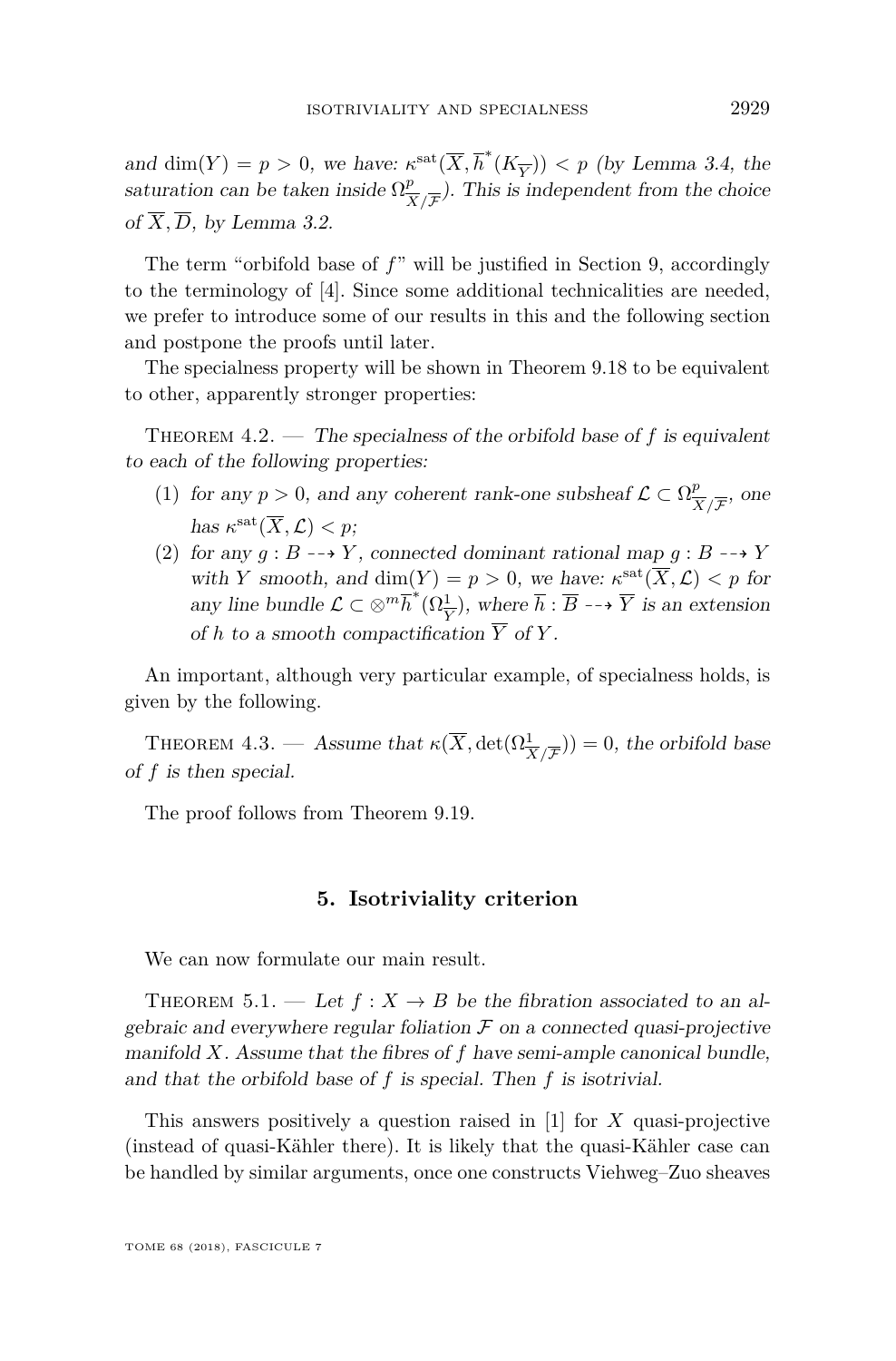*and* $\dim(Y) = p > 0$*, we have:* $\kappa^{\mathrm{sat}}(\overline{X}, \overline{h}^*(K_{\overline{Y}})) < p$ *(by Lemma 3.4, the saturation can be taken inside* $\Omega^p_{\overline{X}/\overline{\mathcal{F}}}$*). This is independent from the choice of* $\overline{X}, \overline{D}$*, by Lemma 3.2.*

The term "orbifold base of $f$" will be justified in Section 9, accordingly to the terminology of [4]. Since some additional technicalities are needed, we prefer to introduce some of our results in this and the following section and postpone the proofs until later.

The specialness property will be shown in Theorem 9.18 to be equivalent to other, apparently stronger properties:

Theorem 4.2. — *The specialness of the orbifold base of* $f$ *is equivalent to each of the following properties:*

1. *for any* $p > 0$*, and any coherent rank-one subsheaf* $\mathcal{L} \subset \Omega^p_{\overline{X}/\overline{\mathcal{F}}}$*, one has* $\kappa^{\mathrm{sat}}(\overline{X}, \mathcal{L}) < p$*;*
2. *for any* $g : B \dashrightarrow Y$*, connected dominant rational map* $g : B \dashrightarrow Y$ *with* $Y$ *smooth, and* $\dim(Y) = p > 0$*, we have:* $\kappa^{\mathrm{sat}}(\overline{X}, \mathcal{L}) < p$ *for any line bundle* $\mathcal{L} \subset \otimes^m \overline{h}^*(\Omega^1_{\overline{Y}})$*, where* $\overline{h} : \overline{B} \dashrightarrow \overline{Y}$ *is an extension of* $h$ *to a smooth compactification* $\overline{Y}$ *of* $Y$*.*

An important, although very particular example, of specialness holds, is given by the following.

Theorem 4.3. — *Assume that* $\kappa(\overline{X}, \det(\Omega^1_{\overline{X}/\overline{\mathcal{F}}})) = 0$*, the orbifold base of* $f$ *is then special.*

The proof follows from Theorem 9.19.

## 5. Isotriviality criterion

We can now formulate our main result.

Theorem 5.1. — *Let* $f : X \to B$ *be the fibration associated to an algebraic and everywhere regular foliation* $\mathcal{F}$ *on a connected quasi-projective manifold* $X$*. Assume that the fibres of* $f$ *have semi-ample canonical bundle, and that the orbifold base of* $f$ *is special. Then* $f$ *is isotrivial.*

This answers positively a question raised in [1] for $X$ quasi-projective (instead of quasi-Kähler there). It is likely that the quasi-Kähler case can be handled by similar arguments, once one constructs Viehweg–Zuo sheaves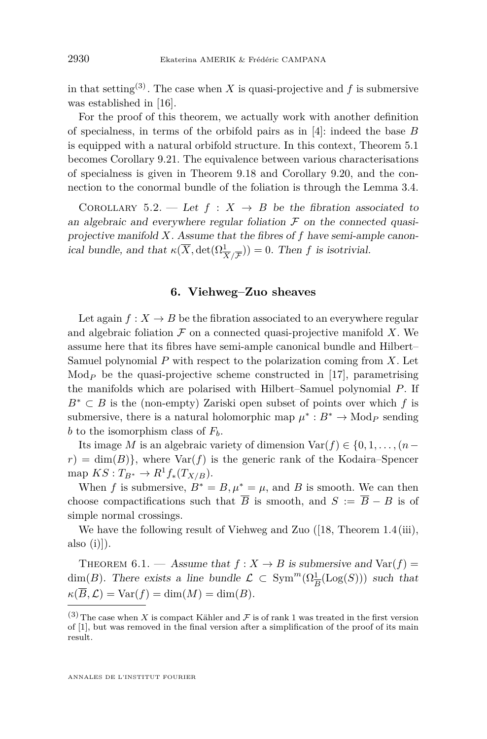in that setting[(3)]. The case when $X$ is quasi-projective and $f$ is submersive was established in [16].

For the proof of this theorem, we actually work with another definition of specialness, in terms of the orbifold pairs as in [4]: indeed the base $B$ is equipped with a natural orbifold structure. In this context, Theorem 5.1 becomes Corollary 9.21. The equivalence between various characterisations of specialness is given in Theorem 9.18 and Corollary 9.20, and the connection to the conormal bundle of the foliation is through the Lemma 3.4.

Corollary 5.2. — *Let $f : X \to B$ be the fibration associated to an algebraic and everywhere regular foliation $\mathcal{F}$ on the connected quasi-projective manifold $X$. Assume that the fibres of $f$ have semi-ample canonical bundle, and that $\kappa(\overline{X}, \det(\Omega^1_{\overline{X}/\overline{\mathcal{F}}})) = 0$. Then $f$ is isotrivial.*

## 6. Viehweg–Zuo sheaves

Let again $f : X \to B$ be the fibration associated to an everywhere regular and algebraic foliation $\mathcal{F}$ on a connected quasi-projective manifold $X$. We assume here that its fibres have semi-ample canonical bundle and Hilbert–Samuel polynomial $P$ with respect to the polarization coming from $X$. Let $\mathrm{Mod}_P$ be the quasi-projective scheme constructed in [17], parametrising the manifolds which are polarised with Hilbert–Samuel polynomial $P$. If $B^* \subset B$ is the (non-empty) Zariski open subset of points over which $f$ is submersive, there is a natural holomorphic map $\mu^* : B^* \to \mathrm{Mod}_P$ sending $b$ to the isomorphism class of $F_b$.

Its image $M$ is an algebraic variety of dimension $\mathrm{Var}(f) \in \{0, 1, \dots, (n - r) = \dim(B)\}$, where $\mathrm{Var}(f)$ is the generic rank of the Kodaira–Spencer map $KS : T_{B^*} \to R^1 f_*(T_{X/B})$.

When $f$ is submersive, $B^* = B, \mu^* = \mu$, and $B$ is smooth. We can then choose compactifications such that $\overline{B}$ is smooth, and $S := \overline{B} - B$ is of simple normal crossings.

We have the following result of Viehweg and Zuo ([18, Theorem 1.4 (iii), also (i)]).

Theorem 6.1. — *Assume that $f : X \to B$ is submersive and $\mathrm{Var}(f) = \dim(B)$. There exists a line bundle $\mathcal{L} \subset \mathrm{Sym}^m(\Omega^1_{\overline{B}}(\mathrm{Log}(S)))$ such that $\kappa(\overline{B}, \mathcal{L}) = \mathrm{Var}(f) = \dim(M) = \dim(B)$.*

---

(3) The case when $X$ is compact Kähler and $\mathcal{F}$ is of rank 1 was treated in the first version of [1], but was removed in the final version after a simplification of the proof of its main result.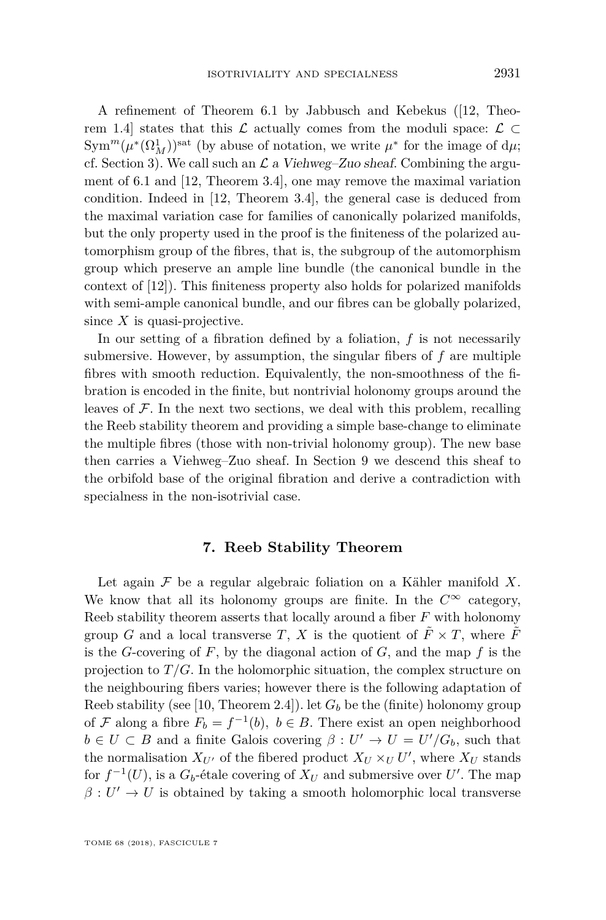A refinement of Theorem 6.1 by Jabbusch and Kebekus ([12, Theorem 1.4] states that this $\mathcal{L}$ actually comes from the moduli space: $\mathcal{L} \subset \mathrm{Sym}^m(\mu^*(\Omega^1_M))^{\mathrm{sat}}$ (by abuse of notation, we write $\mu^*$ for the image of $\mathrm{d}\mu$; cf. Section 3). We call such an $\mathcal{L}$ *a Viehweg–Zuo sheaf*. Combining the argument of 6.1 and [12, Theorem 3.4], one may remove the maximal variation condition. Indeed in [12, Theorem 3.4], the general case is deduced from the maximal variation case for families of canonically polarized manifolds, but the only property used in the proof is the finiteness of the polarized automorphism group of the fibres, that is, the subgroup of the automorphism group which preserve an ample line bundle (the canonical bundle in the context of [12]). This finiteness property also holds for polarized manifolds with semi-ample canonical bundle, and our fibres can be globally polarized, since $X$ is quasi-projective.

In our setting of a fibration defined by a foliation, $f$ is not necessarily submersive. However, by assumption, the singular fibers of $f$ are multiple fibres with smooth reduction. Equivalently, the non-smoothness of the fibration is encoded in the finite, but nontrivial holonomy groups around the leaves of $\mathcal{F}$. In the next two sections, we deal with this problem, recalling the Reeb stability theorem and providing a simple base-change to eliminate the multiple fibres (those with non-trivial holonomy group). The new base then carries a Viehweg–Zuo sheaf. In Section 9 we descend this sheaf to the orbifold base of the original fibration and derive a contradiction with specialness in the non-isotrivial case.

## 7. Reeb Stability Theorem

Let again $\mathcal{F}$ be a regular algebraic foliation on a Kähler manifold $X$. We know that all its holonomy groups are finite. In the $C^\infty$ category, Reeb stability theorem asserts that locally around a fiber $F$ with holonomy group $G$ and a local transverse $T$, $X$ is the quotient of $\tilde{F} \times T$, where $\tilde{F}$ is the $G$-covering of $F$, by the diagonal action of $G$, and the map $f$ is the projection to $T/G$. In the holomorphic situation, the complex structure on the neighbouring fibers varies; however there is the following adaptation of Reeb stability (see [10, Theorem 2.4]). let $G_b$ be the (finite) holonomy group of $\mathcal{F}$ along a fibre $F_b = f^{-1}(b)$, $b \in B$. There exist an open neighborhood $b \in U \subset B$ and a finite Galois covering $\beta : U' \to U = U'/G_b$, such that the normalisation $X_{U'}$ of the fibered product $X_U \times_U U'$, where $X_U$ stands for $f^{-1}(U)$, is a $G_b$-étale covering of $X_U$ and submersive over $U'$. The map $\beta : U' \to U$ is obtained by taking a smooth holomorphic local transverse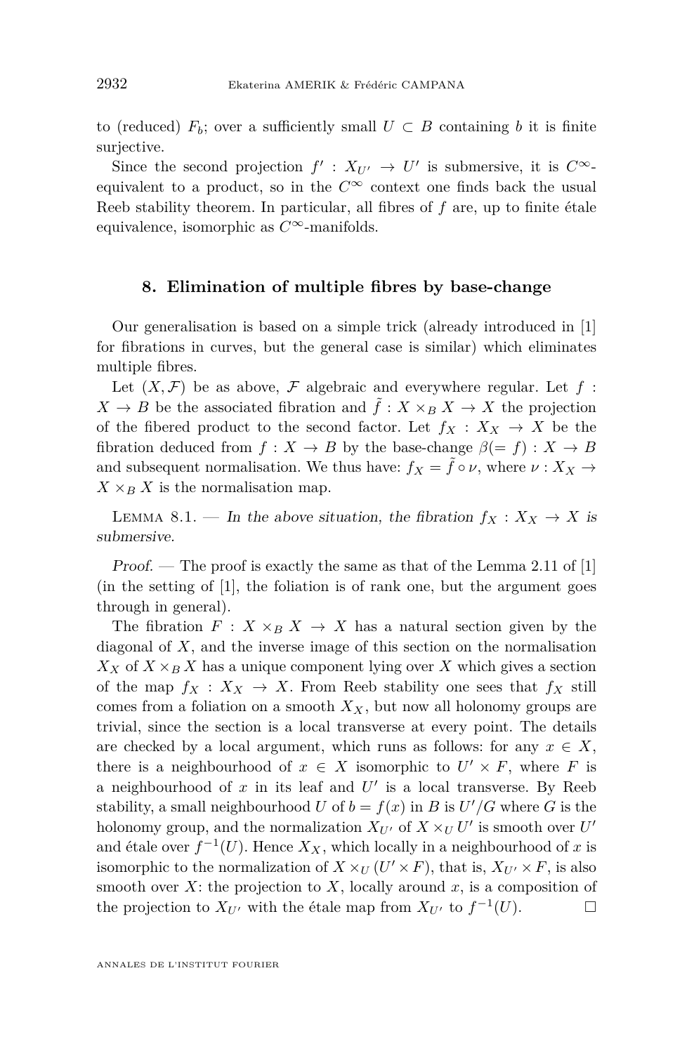to (reduced) $F_b$; over a sufficiently small $U \subset B$ containing $b$ it is finite surjective.

Since the second projection $f' : X_{U'} \to U'$ is submersive, it is $C^\infty$-equivalent to a product, so in the $C^\infty$ context one finds back the usual Reeb stability theorem. In particular, all fibres of $f$ are, up to finite étale equivalence, isomorphic as $C^\infty$-manifolds.

## 8. Elimination of multiple fibres by base-change

Our generalisation is based on a simple trick (already introduced in [1] for fibrations in curves, but the general case is similar) which eliminates multiple fibres.

Let $(X, \mathcal{F})$ be as above, $\mathcal{F}$ algebraic and everywhere regular. Let $f : X \to B$ be the associated fibration and $\tilde{f} : X \times_B X \to X$ the projection of the fibered product to the second factor. Let $f_X : X_X \to X$ be the fibration deduced from $f : X \to B$ by the base-change $\beta(= f) : X \to B$ and subsequent normalisation. We thus have: $f_X = \tilde{f} \circ \nu$, where $\nu : X_X \to X \times_B X$ is the normalisation map.

Lemma 8.1. — *In the above situation, the fibration $f_X : X_X \to X$ is submersive.*

*Proof.* — The proof is exactly the same as that of the Lemma 2.11 of [1] (in the setting of [1], the foliation is of rank one, but the argument goes through in general).

The fibration $F : X \times_B X \to X$ has a natural section given by the diagonal of $X$, and the inverse image of this section on the normalisation $X_X$ of $X \times_B X$ has a unique component lying over $X$ which gives a section of the map $f_X : X_X \to X$. From Reeb stability one sees that $f_X$ still comes from a foliation on a smooth $X_X$, but now all holonomy groups are trivial, since the section is a local transverse at every point. The details are checked by a local argument, which runs as follows: for any $x \in X$, there is a neighbourhood of $x \in X$ isomorphic to $U' \times F$, where $F$ is a neighbourhood of $x$ in its leaf and $U'$ is a local transverse. By Reeb stability, a small neighbourhood $U$ of $b = f(x)$ in $B$ is $U'/G$ where $G$ is the holonomy group, and the normalization $X_{U'}$ of $X \times_U U'$ is smooth over $U'$ and étale over $f^{-1}(U)$. Hence $X_X$, which locally in a neighbourhood of $x$ is isomorphic to the normalization of $X \times_U (U' \times F)$, that is, $X_{U'} \times F$, is also smooth over $X$: the projection to $X$, locally around $x$, is a composition of the projection to $X_{U'}$ with the étale map from $X_{U'}$ to $f^{-1}(U)$. □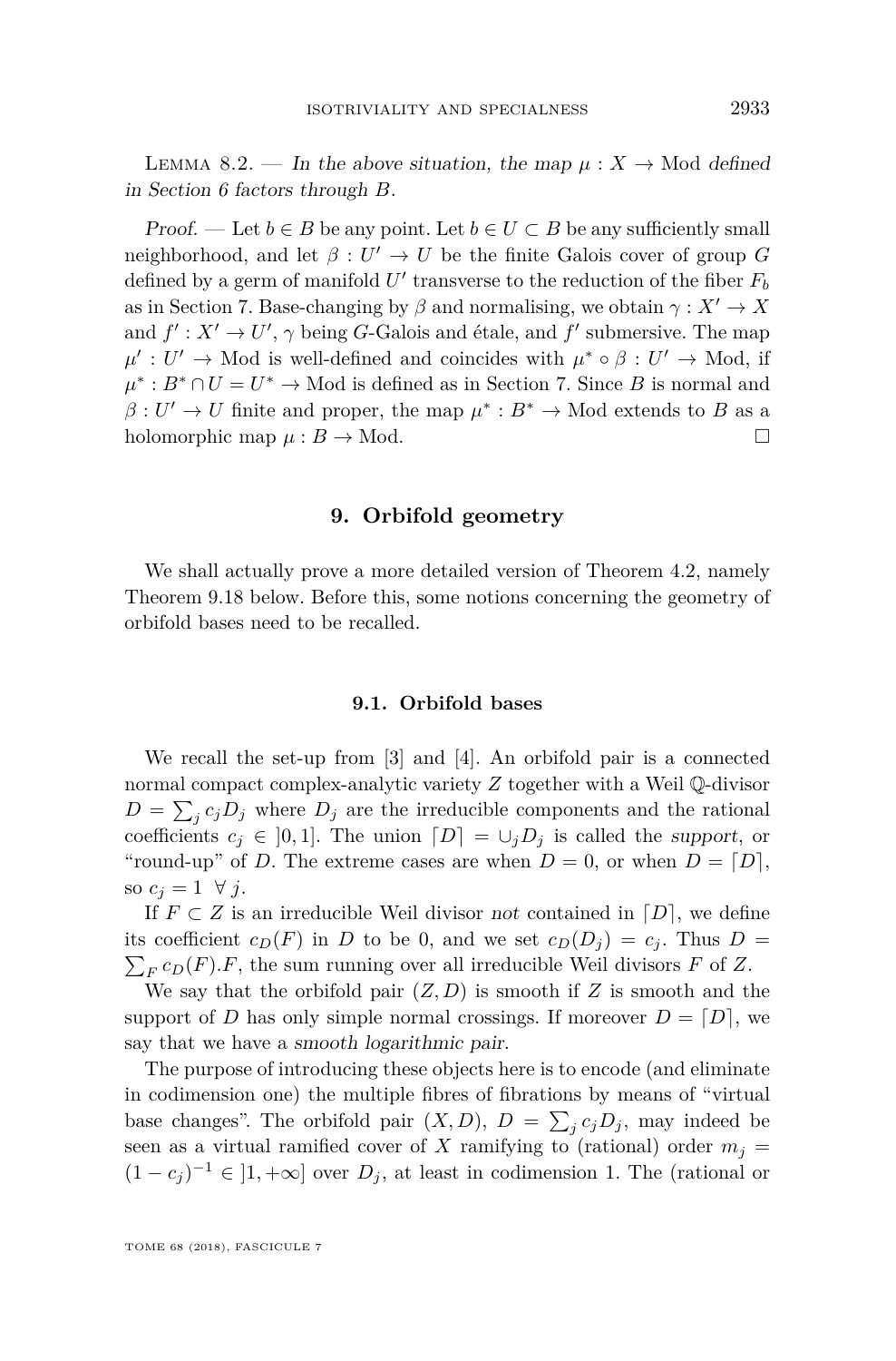Lemma 8.2. — *In the above situation, the map $\mu : X \to \mathrm{Mod}$ defined in Section 6 factors through $B$.*

*Proof.* — Let $b \in B$ be any point. Let $b \in U \subset B$ be any sufficiently small neighborhood, and let $\beta : U' \to U$ be the finite Galois cover of group $G$ defined by a germ of manifold $U'$ transverse to the reduction of the fiber $F_b$ as in Section 7. Base-changing by $\beta$ and normalising, we obtain $\gamma : X' \to X$ and $f' : X' \to U'$, $\gamma$ being $G$-Galois and étale, and $f'$ submersive. The map $\mu' : U' \to \mathrm{Mod}$ is well-defined and coincides with $\mu^* \circ \beta : U' \to \mathrm{Mod}$, if $\mu^* : B^* \cap U = U^* \to \mathrm{Mod}$ is defined as in Section 7. Since $B$ is normal and $\beta : U' \to U$ finite and proper, the map $\mu^* : B^* \to \mathrm{Mod}$ extends to $B$ as a holomorphic map $\mu : B \to \mathrm{Mod}$. □

## 9. Orbifold geometry

We shall actually prove a more detailed version of Theorem 4.2, namely Theorem 9.18 below. Before this, some notions concerning the geometry of orbifold bases need to be recalled.

### 9.1. Orbifold bases

We recall the set-up from [3] and [4]. An orbifold pair is a connected normal compact complex-analytic variety $Z$ together with a Weil $\mathbb{Q}$-divisor $D = \sum_j c_j D_j$ where $D_j$ are the irreducible components and the rational coefficients $c_j \in ]0, 1]$. The union $\lceil D \rceil = \cup_j D_j$ is called the *support*, or "round-up" of $D$. The extreme cases are when $D = 0$, or when $D = \lceil D \rceil$, so $c_j = 1 \ \forall\, j$.

If $F \subset Z$ is an irreducible Weil divisor *not* contained in $\lceil D \rceil$, we define its coefficient $c_D(F)$ in $D$ to be 0, and we set $c_D(D_j) = c_j$. Thus $D = \sum_F c_D(F).F$, the sum running over all irreducible Weil divisors $F$ of $Z$.

We say that the orbifold pair $(Z, D)$ is smooth if $Z$ is smooth and the support of $D$ has only simple normal crossings. If moreover $D = \lceil D \rceil$, we say that we have a *smooth logarithmic pair*.

The purpose of introducing these objects here is to encode (and eliminate in codimension one) the multiple fibres of fibrations by means of "virtual base changes". The orbifold pair $(X, D)$, $D = \sum_j c_j D_j$, may indeed be seen as a virtual ramified cover of $X$ ramifying to (rational) order $m_j = (1 - c_j)^{-1} \in ]1, +\infty]$ over $D_j$, at least in codimension 1. The (rational or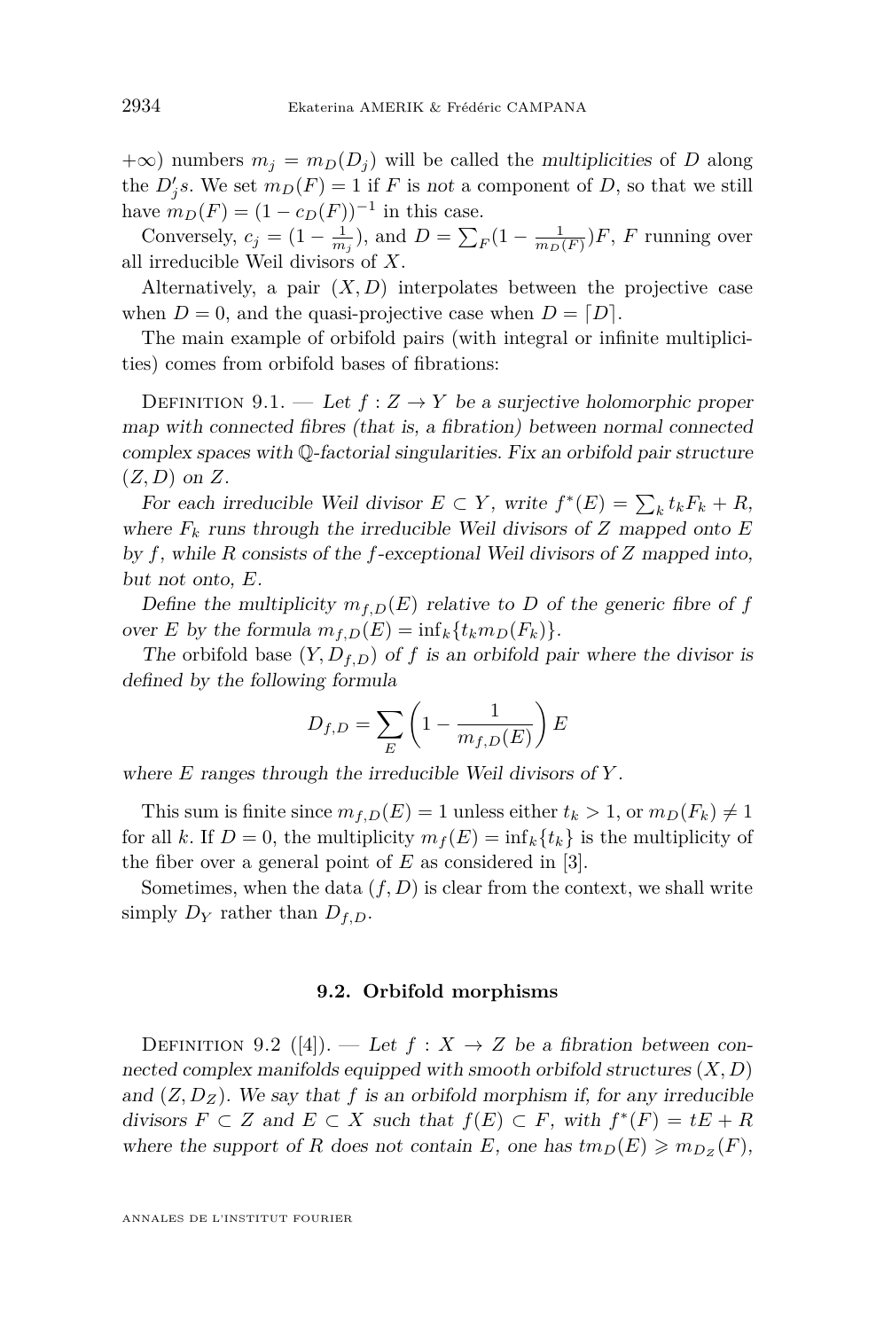$+\infty$) numbers $m_j = m_D(D_j)$ will be called the *multiplicities* of $D$ along the $D_j'$s. We set $m_D(F) = 1$ if $F$ is *not* a component of $D$, so that we still have $m_D(F) = (1 - c_D(F))^{-1}$ in this case.

Conversely, $c_j = (1 - \frac{1}{m_j})$, and $D = \sum_F (1 - \frac{1}{m_D(F)})F$, $F$ running over all irreducible Weil divisors of $X$.

Alternatively, a pair $(X, D)$ interpolates between the projective case when $D = 0$, and the quasi-projective case when $D = \lceil D \rceil$.

The main example of orbifold pairs (with integral or infinite multiplicities) comes from orbifold bases of fibrations:

Definition 9.1. — *Let $f : Z \to Y$ be a surjective holomorphic proper map with connected fibres (that is, a fibration) between normal connected complex spaces with $\mathbb{Q}$-factorial singularities. Fix an orbifold pair structure $(Z, D)$ on $Z$.*

*For each irreducible Weil divisor $E \subset Y$, write $f^*(E) = \sum_k t_k F_k + R$, where $F_k$ runs through the irreducible Weil divisors of $Z$ mapped onto $E$ by $f$, while $R$ consists of the $f$-exceptional Weil divisors of $Z$ mapped into, but not onto, $E$.*

*Define the multiplicity $m_{f,D}(E)$ relative to $D$ of the generic fibre of $f$ over $E$ by the formula $m_{f,D}(E) = \inf_k \{t_k m_D(F_k)\}$.*

*The* orbifold base $(Y, D_{f,D})$ *of $f$ is an orbifold pair where the divisor is defined by the following formula*

$$D_{f,D} = \sum_E \left(1 - \frac{1}{m_{f,D}(E)}\right) E$$

*where $E$ ranges through the irreducible Weil divisors of $Y$.*

This sum is finite since $m_{f,D}(E) = 1$ unless either $t_k > 1$, or $m_D(F_k) \neq 1$ for all $k$. If $D = 0$, the multiplicity $m_f(E) = \inf_k \{t_k\}$ is the multiplicity of the fiber over a general point of $E$ as considered in [3].

Sometimes, when the data $(f, D)$ is clear from the context, we shall write simply $D_Y$ rather than $D_{f,D}$.

## 9.2. Orbifold morphisms

Definition 9.2 ([4]). — *Let $f : X \to Z$ be a fibration between connected complex manifolds equipped with smooth orbifold structures $(X, D)$ and $(Z, D_Z)$. We say that $f$ is an orbifold morphism if, for any irreducible divisors $F \subset Z$ and $E \subset X$ such that $f(E) \subset F$, with $f^*(F) = tE + R$ where the support of $R$ does not contain $E$, one has $t m_D(E) \geqslant m_{D_Z}(F)$,*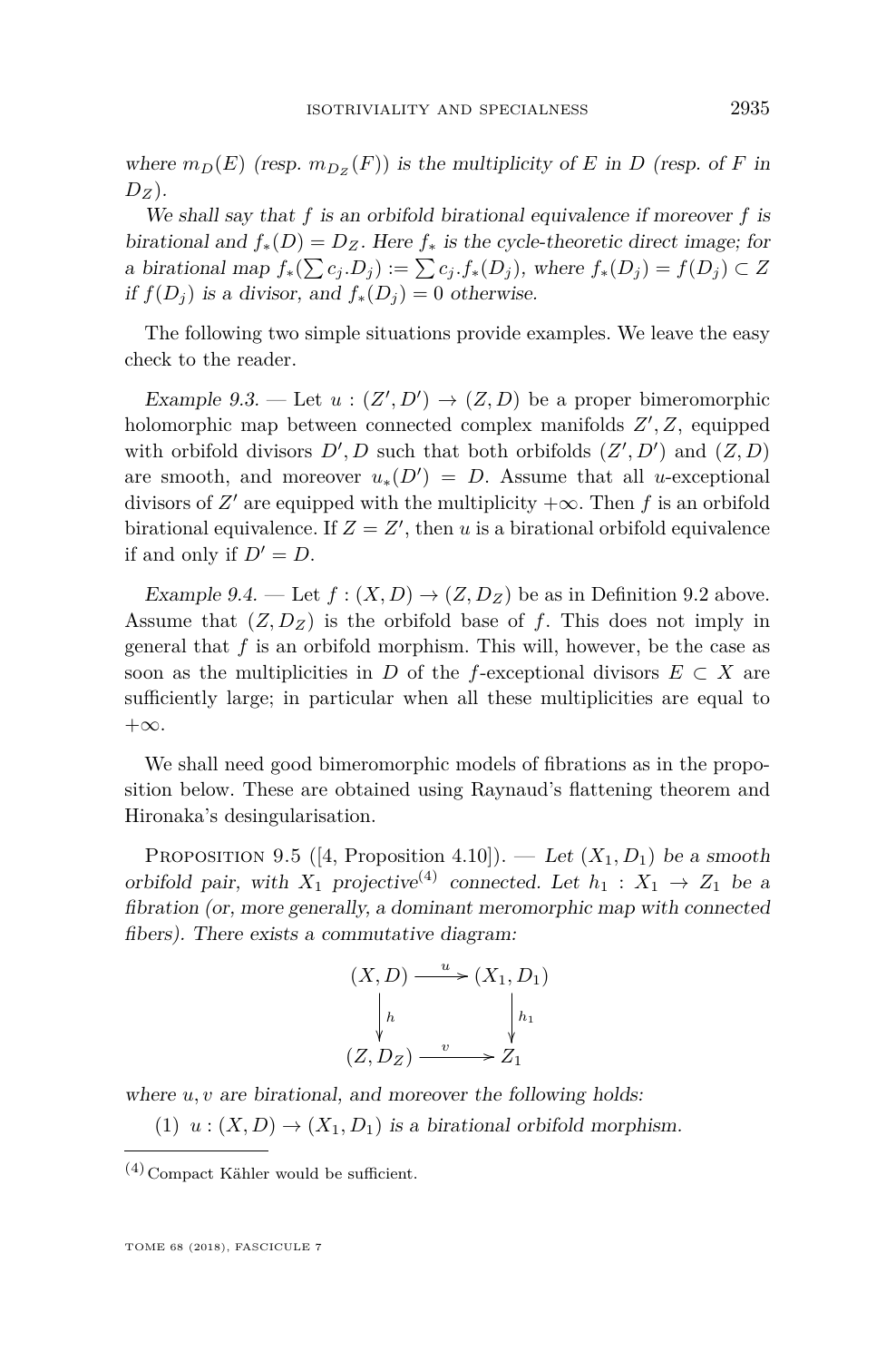*where $m_D(E)$ (resp. $m_{D_Z}(F)$) is the multiplicity of $E$ in $D$ (resp. of $F$ in $D_Z$).*

*We shall say that $f$ is an orbifold birational equivalence if moreover $f$ is birational and $f_*(D) = D_Z$. Here $f_*$ is the cycle-theoretic direct image; for a birational map $f_*(\sum c_j.D_j) := \sum c_j.f_*(D_j)$, where $f_*(D_j) = f(D_j) \subset Z$ if $f(D_j)$ is a divisor, and $f_*(D_j) = 0$ otherwise.*

The following two simple situations provide examples. We leave the easy check to the reader.

*Example 9.3.* — Let $u : (Z', D') \to (Z, D)$ be a proper bimeromorphic holomorphic map between connected complex manifolds $Z', Z$, equipped with orbifold divisors $D', D$ such that both orbifolds $(Z', D')$ and $(Z, D)$ are smooth, and moreover $u_*(D') = D$. Assume that all $u$-exceptional divisors of $Z'$ are equipped with the multiplicity $+\infty$. Then $f$ is an orbifold birational equivalence. If $Z = Z'$, then $u$ is a birational orbifold equivalence if and only if $D' = D$.

*Example 9.4.* — Let $f : (X, D) \to (Z, D_Z)$ be as in Definition 9.2 above. Assume that $(Z, D_Z)$ is the orbifold base of $f$. This does not imply in general that $f$ is an orbifold morphism. This will, however, be the case as soon as the multiplicities in $D$ of the $f$-exceptional divisors $E \subset X$ are sufficiently large; in particular when all these multiplicities are equal to $+\infty$.

We shall need good bimeromorphic models of fibrations as in the proposition below. These are obtained using Raynaud's flattening theorem and Hironaka's desingularisation.

Proposition 9.5 ([4, Proposition 4.10]). — *Let $(X_1, D_1)$ be a smooth orbifold pair, with $X_1$ projective[(4)] connected. Let $h_1 : X_1 \to Z_1$ be a fibration (or, more generally, a dominant meromorphic map with connected fibers). There exists a commutative diagram:*

$$\begin{array}{ccc} (X, D) & \xrightarrow{u} & (X_1, D_1) \\ \downarrow h & & \downarrow h_1 \\ (Z, D_Z) & \xrightarrow{v} & Z_1 \end{array}$$

*where $u, v$ are birational, and moreover the following holds:*

(1) *$u : (X, D) \to (X_1, D_1)$ is a birational orbifold morphism.*

(4) Compact Kähler would be sufficient.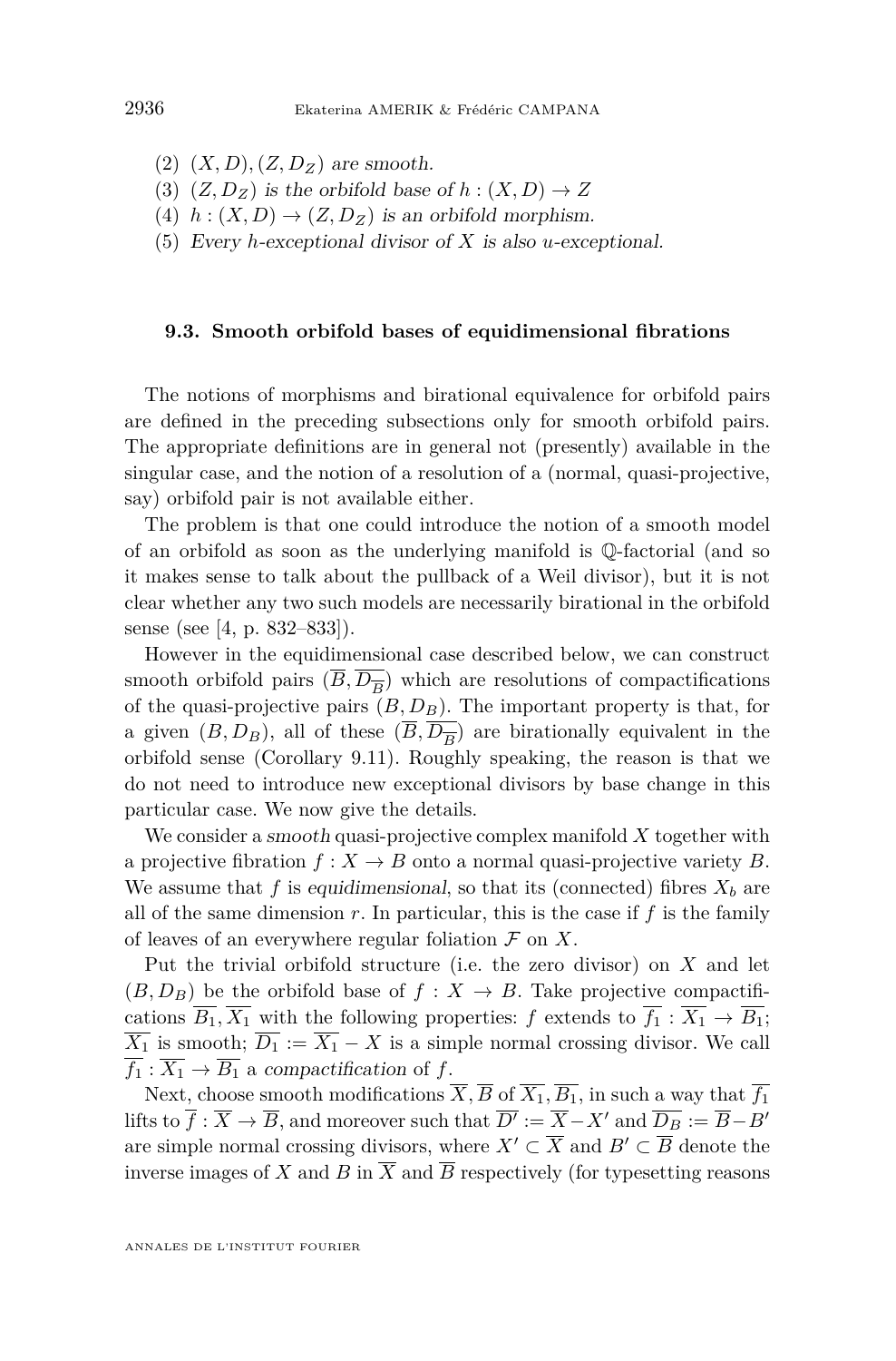(2) $(X,D),(Z,D_Z)$ *are smooth.*
(3) $(Z,D_Z)$ *is the orbifold base of* $h:(X,D)\to Z$
(4) $h:(X,D)\to(Z,D_Z)$ *is an orbifold morphism.*
(5) *Every* $h$*-exceptional divisor of* $X$ *is also* $u$*-exceptional.*

### 9.3. Smooth orbifold bases of equidimensional fibrations

The notions of morphisms and birational equivalence for orbifold pairs are defined in the preceding subsections only for smooth orbifold pairs. The appropriate definitions are in general not (presently) available in the singular case, and the notion of a resolution of a (normal, quasi-projective, say) orbifold pair is not available either.

The problem is that one could introduce the notion of a smooth model of an orbifold as soon as the underlying manifold is $\mathbb{Q}$-factorial (and so it makes sense to talk about the pullback of a Weil divisor), but it is not clear whether any two such models are necessarily birational in the orbifold sense (see [4, p. 832–833]).

However in the equidimensional case described below, we can construct smooth orbifold pairs $(\overline{B},\overline{D_{\overline{B}}})$ which are resolutions of compactifications of the quasi-projective pairs $(B,D_B)$. The important property is that, for a given $(B,D_B)$, all of these $(\overline{B},\overline{D_{\overline{B}}})$ are birationally equivalent in the orbifold sense (Corollary 9.11). Roughly speaking, the reason is that we do not need to introduce new exceptional divisors by base change in this particular case. We now give the details.

We consider a *smooth* quasi-projective complex manifold $X$ together with a projective fibration $f:X\to B$ onto a normal quasi-projective variety $B$. We assume that $f$ is *equidimensional*, so that its (connected) fibres $X_b$ are all of the same dimension $r$. In particular, this is the case if $f$ is the family of leaves of an everywhere regular foliation $\mathcal{F}$ on $X$.

Put the trivial orbifold structure (i.e. the zero divisor) on $X$ and let $(B,D_B)$ be the orbifold base of $f:X\to B$. Take projective compactifications $\overline{B_1},\overline{X_1}$ with the following properties: $f$ extends to $\overline{f_1}:\overline{X_1}\to\overline{B_1}$; $\overline{X_1}$ is smooth; $\overline{D_1}:=\overline{X_1}-X$ is a simple normal crossing divisor. We call $\overline{f_1}:\overline{X_1}\to\overline{B_1}$ a *compactification* of $f$.

Next, choose smooth modifications $\overline{X},\overline{B}$ of $\overline{X_1},\overline{B_1}$, in such a way that $\overline{f_1}$ lifts to $\overline{f}:\overline{X}\to\overline{B}$, and moreover such that $\overline{D'}:=\overline{X}-X'$ and $\overline{D_B}:=\overline{B}-B'$ are simple normal crossing divisors, where $X'\subset\overline{X}$ and $B'\subset\overline{B}$ denote the inverse images of $X$ and $B$ in $\overline{X}$ and $\overline{B}$ respectively (for typesetting reasons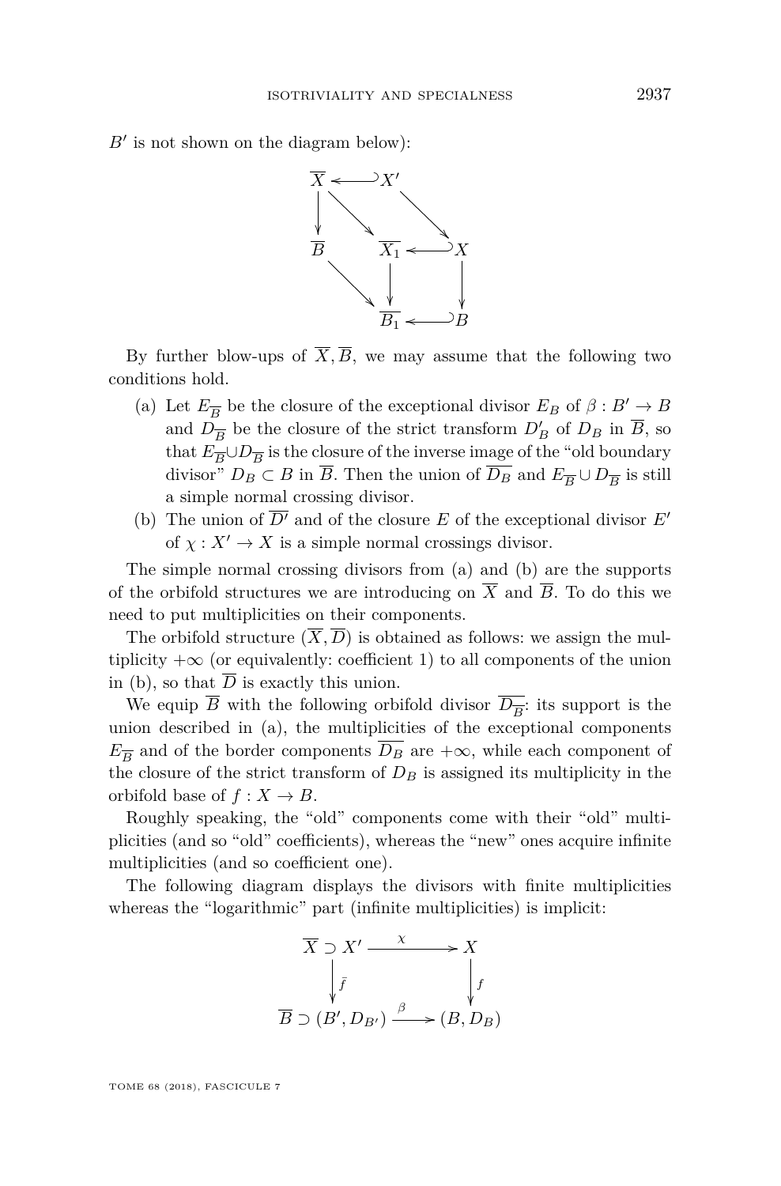$B'$ is not shown on the diagram below):

$$
\begin{array}{ccccc}
\overline{X} & \hookleftarrow & X' & & \\
\downarrow & \searrow & & \searrow & \\
\overline{B} & & \overline{X_1} & \hookleftarrow & X \\
& \searrow & \downarrow & & \downarrow \\
& & \overline{B_1} & \hookleftarrow & B
\end{array}
$$

By further blow-ups of $\overline{X}, \overline{B}$, we may assume that the following two conditions hold.

(a) Let $E_{\overline{B}}$ be the closure of the exceptional divisor $E_B$ of $\beta : B' \to B$ and $D_{\overline{B}}$ be the closure of the strict transform $D'_B$ of $D_B$ in $\overline{B}$, so that $E_{\overline{B}} \cup D_{\overline{B}}$ is the closure of the inverse image of the "old boundary divisor" $D_B \subset B$ in $\overline{B}$. Then the union of $\overline{D_B}$ and $E_{\overline{B}} \cup D_{\overline{B}}$ is still a simple normal crossing divisor.

(b) The union of $\overline{D'}$ and of the closure $E$ of the exceptional divisor $E'$ of $\chi : X' \to X$ is a simple normal crossings divisor.

The simple normal crossing divisors from (a) and (b) are the supports of the orbifold structures we are introducing on $\overline{X}$ and $\overline{B}$. To do this we need to put multiplicities on their components.

The orbifold structure $(\overline{X}, \overline{D})$ is obtained as follows: we assign the multiplicity $+\infty$ (or equivalently: coefficient 1) to all components of the union in (b), so that $\overline{D}$ is exactly this union.

We equip $\overline{B}$ with the following orbifold divisor $\overline{D_{\overline{B}}}$: its support is the union described in (a), the multiplicities of the exceptional components $E_{\overline{B}}$ and of the border components $\overline{D_B}$ are $+\infty$, while each component of the closure of the strict transform of $D_B$ is assigned its multiplicity in the orbifold base of $f : X \to B$.

Roughly speaking, the "old" components come with their "old" multiplicities (and so "old" coefficients), whereas the "new" ones acquire infinite multiplicities (and so coefficient one).

The following diagram displays the divisors with finite multiplicities whereas the "logarithmic" part (infinite multiplicities) is implicit:

$$
\begin{array}{ccc}
\overline{X} \supset X' & \xrightarrow{\ \chi\ } & X \\
\big\downarrow \bar{f} & & \big\downarrow f \\
\overline{B} \supset (B', D_{B'}) & \xrightarrow{\ \beta\ } & (B, D_B)
\end{array}
$$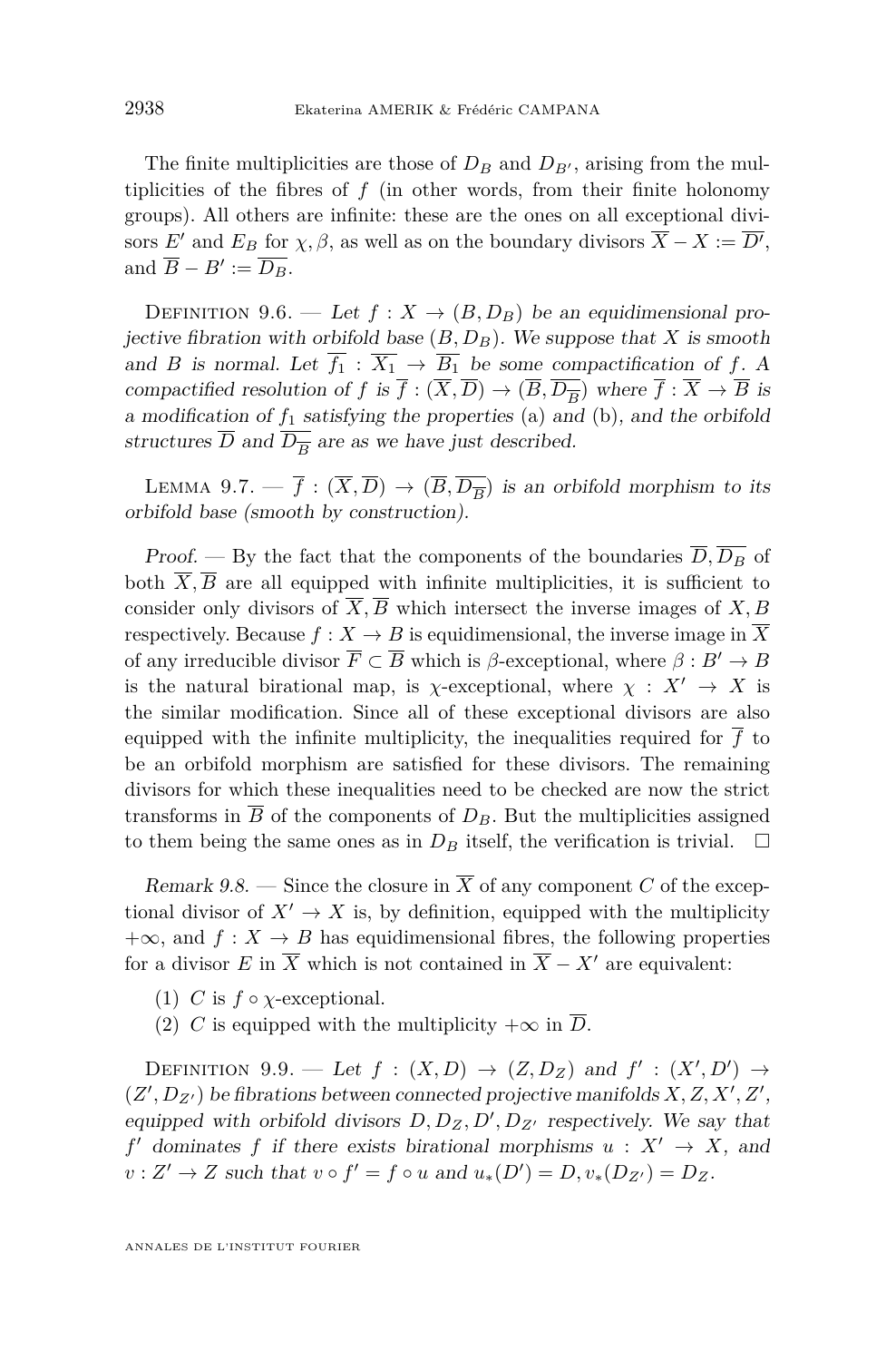The finite multiplicities are those of $D_B$ and $D_{B'}$, arising from the multiplicities of the fibres of $f$ (in other words, from their finite holonomy groups). All others are infinite: these are the ones on all exceptional divisors $E'$ and $E_B$ for $\chi, \beta$, as well as on the boundary divisors $\overline{X} - X := \overline{D'}$, and $\overline{B} - B' := \overline{D_B}$.

Definition 9.6. — *Let $f : X \to (B, D_B)$ be an equidimensional projective fibration with orbifold base $(B, D_B)$. We suppose that $X$ is smooth and $B$ is normal. Let $\overline{f_1} : \overline{X_1} \to \overline{B_1}$ be some compactification of $f$. A compactified resolution of $f$ is $\overline{f} : (\overline{X}, \overline{D}) \to (\overline{B}, \overline{D_{\overline{B}}})$ where $\overline{f} : \overline{X} \to \overline{B}$ is a modification of $f_1$ satisfying the properties* (a) *and* (b)*, and the orbifold structures $\overline{D}$ and $\overline{D_{\overline{B}}}$ are as we have just described.*

Lemma 9.7. — *$\overline{f} : (\overline{X}, \overline{D}) \to (\overline{B}, \overline{D_{\overline{B}}})$ is an orbifold morphism to its orbifold base (smooth by construction).*

*Proof.* — By the fact that the components of the boundaries $\overline{D}, \overline{D_B}$ of both $\overline{X}, \overline{B}$ are all equipped with infinite multiplicities, it is sufficient to consider only divisors of $\overline{X}, \overline{B}$ which intersect the inverse images of $X, B$ respectively. Because $f : X \to B$ is equidimensional, the inverse image in $\overline{X}$ of any irreducible divisor $\overline{F} \subset \overline{B}$ which is $\beta$-exceptional, where $\beta : B' \to B$ is the natural birational map, is $\chi$-exceptional, where $\chi : X' \to X$ is the similar modification. Since all of these exceptional divisors are also equipped with the infinite multiplicity, the inequalities required for $\overline{f}$ to be an orbifold morphism are satisfied for these divisors. The remaining divisors for which these inequalities need to be checked are now the strict transforms in $\overline{B}$ of the components of $D_B$. But the multiplicities assigned to them being the same ones as in $D_B$ itself, the verification is trivial. $\square$

*Remark 9.8.* — Since the closure in $\overline{X}$ of any component $C$ of the exceptional divisor of $X' \to X$ is, by definition, equipped with the multiplicity $+\infty$, and $f : X \to B$ has equidimensional fibres, the following properties for a divisor $E$ in $\overline{X}$ which is not contained in $\overline{X} - X'$ are equivalent:

(1) $C$ is $f \circ \chi$-exceptional.
(2) $C$ is equipped with the multiplicity $+\infty$ in $\overline{D}$.

Definition 9.9. — *Let $f : (X, D) \to (Z, D_Z)$ and $f' : (X', D') \to (Z', D_{Z'})$ be fibrations between connected projective manifolds $X, Z, X', Z'$, equipped with orbifold divisors $D, D_Z, D', D_{Z'}$ respectively. We say that $f'$ dominates $f$ if there exists birational morphisms $u : X' \to X$, and $v : Z' \to Z$ such that $v \circ f' = f \circ u$ and $u_*(D') = D, v_*(D_{Z'}) = D_Z$.*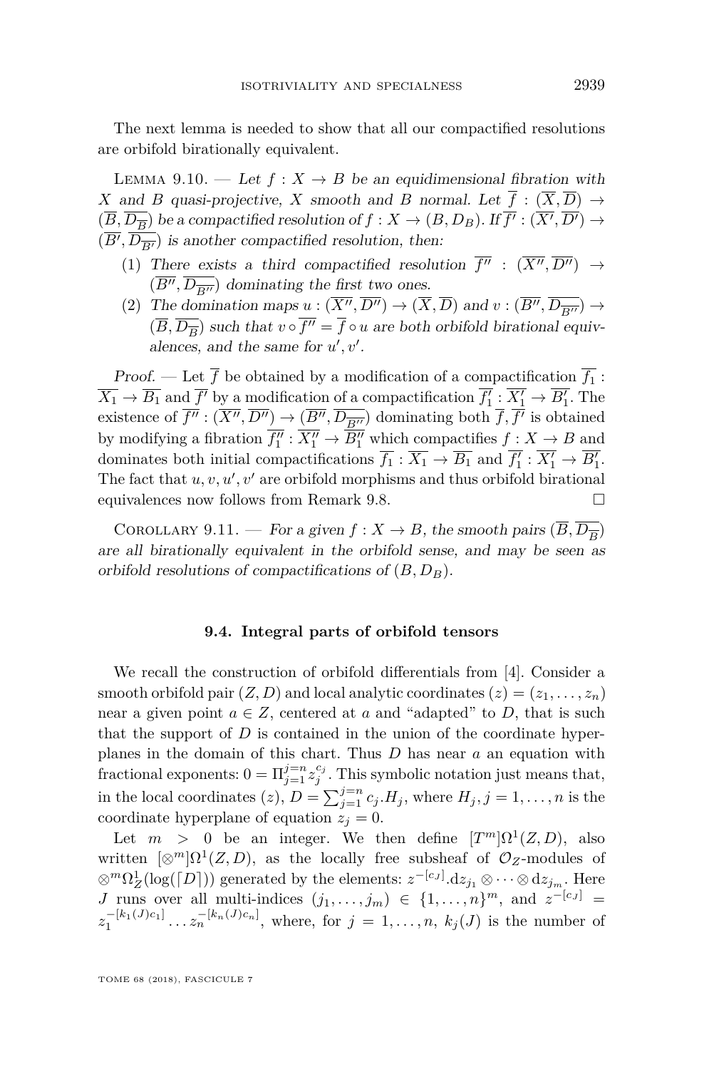The next lemma is needed to show that all our compactified resolutions are orbifold birationally equivalent.

Lemma 9.10. — *Let $f : X \to B$ be an equidimensional fibration with $X$ and $B$ quasi-projective, $X$ smooth and $B$ normal. Let $\overline{f} : (\overline{X}, \overline{D}) \to (\overline{B}, \overline{D_{\overline{B}}})$ be a compactified resolution of $f : X \to (B, D_B)$. If $\overline{f'} : (\overline{X'}, \overline{D'}) \to (\overline{B'}, \overline{D_{\overline{B'}}})$ is another compactified resolution, then:*

1. *There exists a third compactified resolution $\overline{f''} : (\overline{X''}, \overline{D''}) \to (\overline{B''}, \overline{D_{\overline{B''}}})$ dominating the first two ones.*
2. *The domination maps $u : (\overline{X''}, \overline{D''}) \to (\overline{X}, \overline{D})$ and $v : (\overline{B''}, \overline{D_{\overline{B''}}}) \to (\overline{B}, \overline{D_{\overline{B}}})$ such that $v \circ \overline{f''} = \overline{f} \circ u$ are both orbifold birational equivalences, and the same for $u', v'$.*

*Proof.* — Let $\overline{f}$ be obtained by a modification of a compactification $\overline{f_1} : \overline{X_1} \to \overline{B_1}$ and $\overline{f'}$ by a modification of a compactification $\overline{f'_1} : \overline{X'_1} \to \overline{B'_1}$. The existence of $\overline{f''} : (\overline{X''}, \overline{D''}) \to (\overline{B''}, \overline{D_{\overline{B''}}})$ dominating both $\overline{f}, \overline{f'}$ is obtained by modifying a fibration $\overline{f''_1} : \overline{X''_1} \to \overline{B''_1}$ which compactifies $f : X \to B$ and dominates both initial compactifications $\overline{f_1} : \overline{X_1} \to \overline{B_1}$ and $\overline{f'_1} : \overline{X'_1} \to \overline{B'_1}$. The fact that $u, v, u', v'$ are orbifold morphisms and thus orbifold birational equivalences now follows from Remark 9.8. □

Corollary 9.11. — *For a given $f : X \to B$, the smooth pairs $(\overline{B}, \overline{D_{\overline{B}}})$ are all birationally equivalent in the orbifold sense, and may be seen as orbifold resolutions of compactifications of $(B, D_B)$.*

### 9.4. Integral parts of orbifold tensors

We recall the construction of orbifold differentials from [4]. Consider a smooth orbifold pair $(Z, D)$ and local analytic coordinates $(z) = (z_1, \dots, z_n)$ near a given point $a \in Z$, centered at $a$ and "adapted" to $D$, that is such that the support of $D$ is contained in the union of the coordinate hyperplanes in the domain of this chart. Thus $D$ has near $a$ an equation with fractional exponents: $0 = \Pi_{j=1}^{j=n} z_j^{c_j}$. This symbolic notation just means that, in the local coordinates $(z)$, $D = \sum_{j=1}^{j=n} c_j.H_j$, where $H_j, j = 1, \dots, n$ is the coordinate hyperplane of equation $z_j = 0$.

Let $m > 0$ be an integer. We then define $[T^m]\Omega^1(Z, D)$, also written $[\otimes^m]\Omega^1(Z, D)$, as the locally free subsheaf of $\mathcal{O}_Z$-modules of $\otimes^m \Omega^1_Z(\log(\lceil D \rceil))$ generated by the elements: $z^{-[c_J]}.\mathrm{d}z_{j_1} \otimes \dots \otimes \mathrm{d}z_{j_m}$. Here $J$ runs over all multi-indices $(j_1, \dots, j_m) \in \{1, \dots, n\}^m$, and $z^{-[c_J]} = z_1^{-[k_1(J)c_1]} \dots z_n^{-[k_n(J)c_n]}$, where, for $j = 1, \dots, n$, $k_j(J)$ is the number of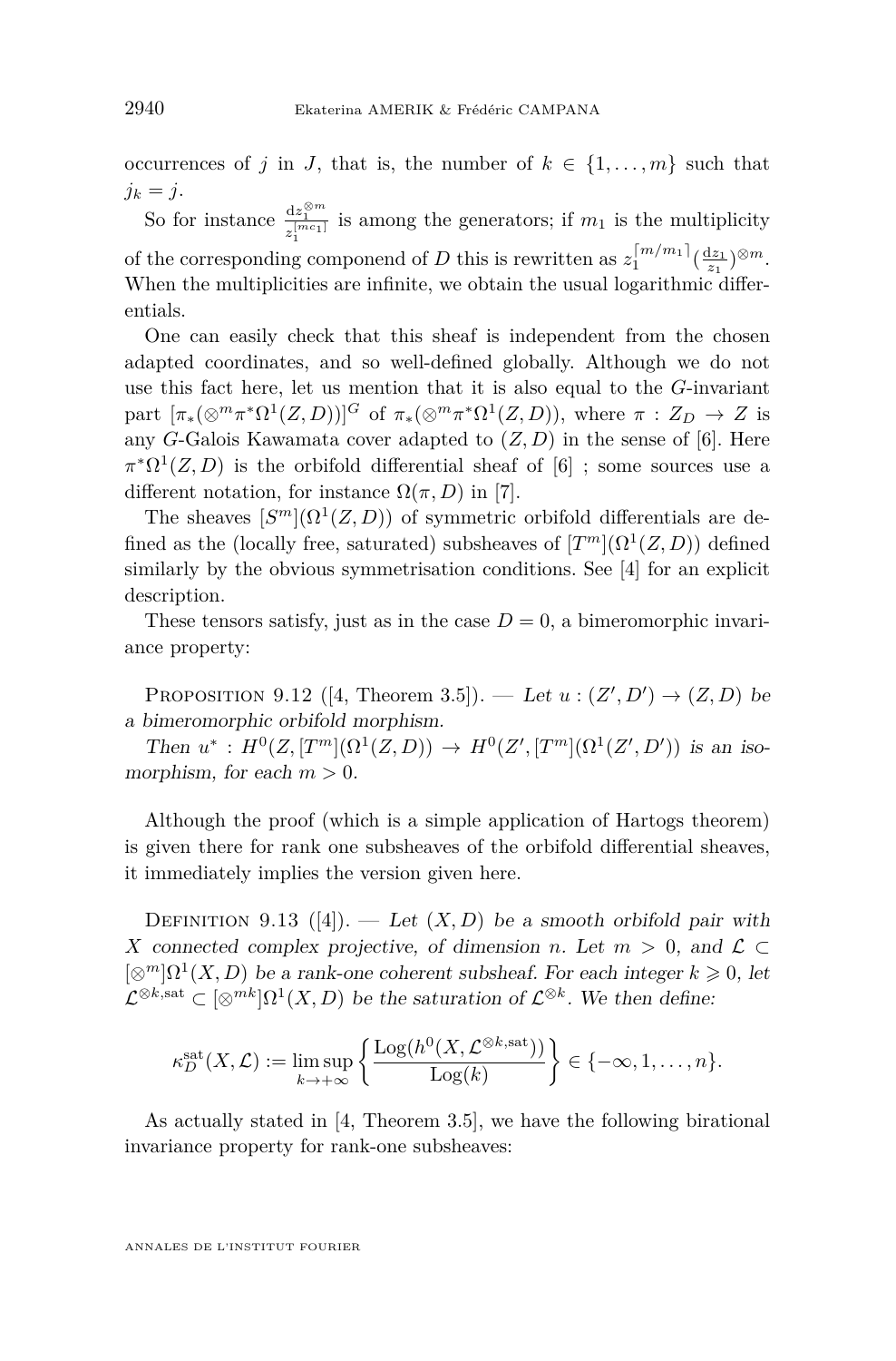occurrences of $j$ in $J$, that is, the number of $k \in \{1, \dots, m\}$ such that $j_k = j$.

So for instance $\frac{\mathrm{d}z_1^{\otimes m}}{z_1^{\lceil mc_1 \rceil}}$ is among the generators; if $m_1$ is the multiplicity of the corresponding componend of $D$ this is rewritten as $z_1^{\lceil m/m_1 \rceil}(\frac{\mathrm{d}z_1}{z_1})^{\otimes m}$. When the multiplicities are infinite, we obtain the usual logarithmic differentials.

One can easily check that this sheaf is independent from the chosen adapted coordinates, and so well-defined globally. Although we do not use this fact here, let us mention that it is also equal to the $G$-invariant part $[\pi_*(\otimes^m \pi^* \Omega^1(Z, D))]^G$ of $\pi_*(\otimes^m \pi^* \Omega^1(Z, D))$, where $\pi : Z_D \to Z$ is any $G$-Galois Kawamata cover adapted to $(Z, D)$ in the sense of [6]. Here $\pi^* \Omega^1(Z, D)$ is the orbifold differential sheaf of [6] ; some sources use a different notation, for instance $\Omega(\pi, D)$ in [7].

The sheaves $[S^m](\Omega^1(Z, D))$ of symmetric orbifold differentials are defined as the (locally free, saturated) subsheaves of $[T^m](\Omega^1(Z, D))$ defined similarly by the obvious symmetrisation conditions. See [4] for an explicit description.

These tensors satisfy, just as in the case $D = 0$, a bimeromorphic invariance property:

Proposition 9.12 ([4, Theorem 3.5]). — *Let $u : (Z', D') \to (Z, D)$ be a bimeromorphic orbifold morphism.*

*Then $u^* : H^0(Z, [T^m](\Omega^1(Z, D)) \to H^0(Z', [T^m](\Omega^1(Z', D'))$ is an isomorphism, for each $m > 0$.*

Although the proof (which is a simple application of Hartogs theorem) is given there for rank one subsheaves of the orbifold differential sheaves, it immediately implies the version given here.

Definition 9.13 ([4]). — *Let $(X, D)$ be a smooth orbifold pair with $X$ connected complex projective, of dimension $n$. Let $m > 0$, and $\mathcal{L} \subset [\otimes^m]\Omega^1(X, D)$ be a rank-one coherent subsheaf. For each integer $k \geqslant 0$, let $\mathcal{L}^{\otimes k, \mathrm{sat}} \subset [\otimes^{mk}]\Omega^1(X, D)$ be the saturation of $\mathcal{L}^{\otimes k}$. We then define:*

$$\kappa_D^{\mathrm{sat}}(X, \mathcal{L}) := \limsup_{k \to +\infty} \left\{ \frac{\mathrm{Log}(h^0(X, \mathcal{L}^{\otimes k, \mathrm{sat}}))}{\mathrm{Log}(k)} \right\} \in \{-\infty, 1, \dots, n\}.$$

As actually stated in [4, Theorem 3.5], we have the following birational invariance property for rank-one subsheaves: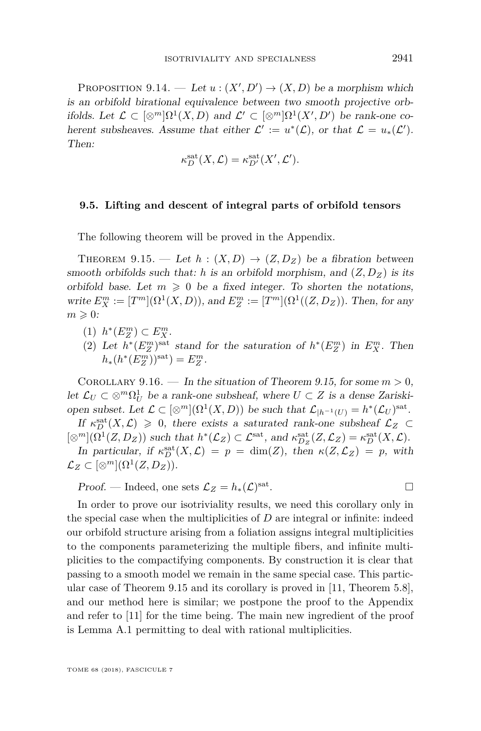Proposition 9.14. — *Let $u:(X',D')\to(X,D)$ be a morphism which is an orbifold birational equivalence between two smooth projective orbifolds. Let $\mathcal{L}\subset[\otimes^m]\Omega^1(X,D)$ and $\mathcal{L}'\subset[\otimes^m]\Omega^1(X',D')$ be rank-one coherent subsheaves. Assume that either $\mathcal{L}':=u^*(\mathcal{L})$, or that $\mathcal{L}=u_*(\mathcal{L}')$. Then:*

$$\kappa_D^{\mathrm{sat}}(X,\mathcal{L})=\kappa_{D'}^{\mathrm{sat}}(X',\mathcal{L}').$$

### 9.5. Lifting and descent of integral parts of orbifold tensors

The following theorem will be proved in the Appendix.

Theorem 9.15. — *Let $h:(X,D)\to(Z,D_Z)$ be a fibration between smooth orbifolds such that: $h$ is an orbifold morphism, and $(Z,D_Z)$ is its orbifold base. Let $m\geqslant 0$ be a fixed integer. To shorten the notations, write $E_X^m:=[T^m](\Omega^1(X,D))$, and $E_Z^m:=[T^m](\Omega^1((Z,D_Z))$. Then, for any $m\geqslant 0$:*

1. *$h^*(E_Z^m)\subset E_X^m$.*
2. *Let $h^*(E_Z^m)^{\mathrm{sat}}$ stand for the saturation of $h^*(E_Z^m)$ in $E_X^m$. Then $h_*(h^*(E_Z^m))^{\mathrm{sat}})=E_Z^m$.*

Corollary 9.16. — *In the situation of Theorem 9.15, for some $m>0$, let $\mathcal{L}_U\subset\otimes^m\Omega_U^1$ be a rank-one subsheaf, where $U\subset Z$ is a dense Zariski-open subset. Let $\mathcal{L}\subset[\otimes^m](\Omega^1(X,D))$ be such that $\mathcal{L}_{|h^{-1}(U)}=h^*(\mathcal{L}_U)^{\mathrm{sat}}$.*

*If $\kappa_D^{\mathrm{sat}}(X,\mathcal{L})\geqslant 0$, there exists a saturated rank-one subsheaf $\mathcal{L}_Z\subset[\otimes^m](\Omega^1(Z,D_Z))$ such that $h^*(\mathcal{L}_Z)\subset\mathcal{L}^{\mathrm{sat}}$, and $\kappa_{D_Z}^{\mathrm{sat}}(Z,\mathcal{L}_Z)=\kappa_D^{\mathrm{sat}}(X,\mathcal{L})$.*

*In particular, if $\kappa_D^{\mathrm{sat}}(X,\mathcal{L})=p=\dim(Z)$, then $\kappa(Z,\mathcal{L}_Z)=p$, with $\mathcal{L}_Z\subset[\otimes^m](\Omega^1(Z,D_Z))$.*

*Proof.* — Indeed, one sets $\mathcal{L}_Z=h_*(\mathcal{L})^{\mathrm{sat}}$. □

In order to prove our isotriviality results, we need this corollary only in the special case when the multiplicities of $D$ are integral or infinite: indeed our orbifold structure arising from a foliation assigns integral multiplicities to the components parameterizing the multiple fibers, and infinite multiplicities to the compactifying components. By construction it is clear that passing to a smooth model we remain in the same special case. This particular case of Theorem 9.15 and its corollary is proved in [11, Theorem 5.8], and our method here is similar; we postpone the proof to the Appendix and refer to [11] for the time being. The main new ingredient of the proof is Lemma A.1 permitting to deal with rational multiplicities.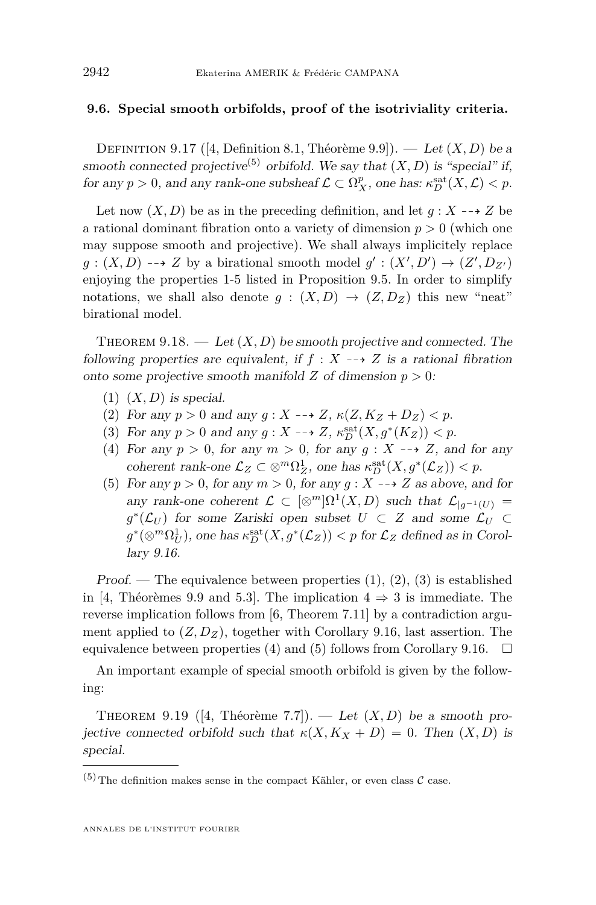### 9.6. Special smooth orbifolds, proof of the isotriviality criteria.

Definition 9.17 ([4, Definition 8.1, Théorème 9.9]). — *Let $(X, D)$ be a smooth connected projective*[5] *orbifold. We say that $(X, D)$ is "special" if, for any $p > 0$, and any rank-one subsheaf $\mathcal{L} \subset \Omega^p_X$, one has: $\kappa^{\mathrm{sat}}_D(X, \mathcal{L}) < p$.*

Let now $(X, D)$ be as in the preceding definition, and let $g : X \dashrightarrow Z$ be a rational dominant fibration onto a variety of dimension $p > 0$ (which one may suppose smooth and projective). We shall always implicitely replace $g : (X, D) \dashrightarrow Z$ by a birational smooth model $g' : (X', D') \to (Z', D_{Z'})$ enjoying the properties 1-5 listed in Proposition 9.5. In order to simplify notations, we shall also denote $g : (X, D) \to (Z, D_Z)$ this new "neat" birational model.

Theorem 9.18. — *Let $(X, D)$ be smooth projective and connected. The following properties are equivalent, if $f : X \dashrightarrow Z$ is a rational fibration onto some projective smooth manifold $Z$ of dimension $p > 0$:*

1. *$(X, D)$ is special.*
2. *For any $p > 0$ and any $g : X \dashrightarrow Z$, $\kappa(Z, K_Z + D_Z) < p$.*
3. *For any $p > 0$ and any $g : X \dashrightarrow Z$, $\kappa^{\mathrm{sat}}_D(X, g^*(K_Z)) < p$.*
4. *For any $p > 0$, for any $m > 0$, for any $g : X \dashrightarrow Z$, and for any coherent rank-one $\mathcal{L}_Z \subset \otimes^m \Omega^1_Z$, one has $\kappa^{\mathrm{sat}}_D(X, g^*(\mathcal{L}_Z)) < p$.*
5. *For any $p > 0$, for any $m > 0$, for any $g : X \dashrightarrow Z$ as above, and for any rank-one coherent $\mathcal{L} \subset [\otimes^m]\Omega^1(X, D)$ such that $\mathcal{L}_{|g^{-1}(U)} = g^*(\mathcal{L}_U)$ for some Zariski open subset $U \subset Z$ and some $\mathcal{L}_U \subset g^*(\otimes^m \Omega^1_U)$, one has $\kappa^{\mathrm{sat}}_D(X, g^*(\mathcal{L}_Z)) < p$ for $\mathcal{L}_Z$ defined as in Corollary 9.16.*

*Proof.* — The equivalence between properties (1), (2), (3) is established in [4, Théorèmes 9.9 and 5.3]. The implication $4 \Rightarrow 3$ is immediate. The reverse implication follows from [6, Theorem 7.11] by a contradiction argument applied to $(Z, D_Z)$, together with Corollary 9.16, last assertion. The equivalence between properties (4) and (5) follows from Corollary 9.16. $\square$

An important example of special smooth orbifold is given by the following:

Theorem 9.19 ([4, Théorème 7.7]). — *Let $(X, D)$ be a smooth projective connected orbifold such that $\kappa(X, K_X + D) = 0$. Then $(X, D)$ is special.*

[5] The definition makes sense in the compact Kähler, or even class $\mathcal{C}$ case.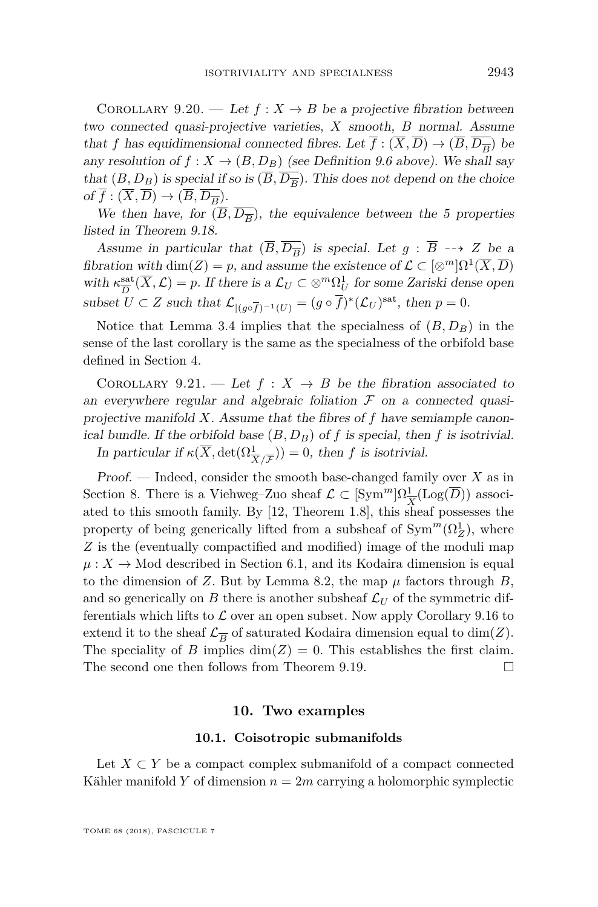Corollary 9.20. — *Let $f : X \to B$ be a projective fibration between two connected quasi-projective varieties, $X$ smooth, $B$ normal. Assume that $f$ has equidimensional connected fibres. Let $\overline{f} : (\overline{X}, \overline{D}) \to (\overline{B}, \overline{D_{\overline{B}}})$ be any resolution of $f : X \to (B, D_B)$ (see Definition 9.6 above). We shall say that $(B, D_B)$ is special if so is $(\overline{B}, \overline{D_{\overline{B}}})$. This does not depend on the choice of $\overline{f} : (\overline{X}, \overline{D}) \to (\overline{B}, \overline{D_{\overline{B}}})$.*

*We then have, for $(\overline{B}, \overline{D_{\overline{B}}})$, the equivalence between the 5 properties listed in Theorem 9.18.*

*Assume in particular that $(\overline{B}, \overline{D_{\overline{B}}})$ is special. Let $g : \overline{B} \dashrightarrow Z$ be a fibration with $\dim(Z) = p$, and assume the existence of $\mathcal{L} \subset [\otimes^m]\Omega^1(\overline{X}, \overline{D})$ with $\kappa^{\mathrm{sat}}_{\overline{D}}(\overline{X}, \mathcal{L}) = p$. If there is a $\mathcal{L}_U \subset \otimes^m \Omega^1_U$ for some Zariski dense open subset $U \subset Z$ such that $\mathcal{L}_{|(g\circ\overline{f})^{-1}(U)} = (g \circ \overline{f})^*(\mathcal{L}_U)^{\mathrm{sat}}$, then $p = 0$.*

Notice that Lemma 3.4 implies that the specialness of $(B, D_B)$ in the sense of the last corollary is the same as the specialness of the orbifold base defined in Section 4.

Corollary 9.21. — *Let $f : X \to B$ be the fibration associated to an everywhere regular and algebraic foliation $\mathcal{F}$ on a connected quasi-projective manifold $X$. Assume that the fibres of $f$ have semiample canonical bundle. If the orbifold base $(B, D_B)$ of $f$ is special, then $f$ is isotrivial.*

*In particular if $\kappa(\overline{X}, \det(\Omega^1_{\overline{X}/\overline{\mathcal{F}}})) = 0$, then $f$ is isotrivial.*

*Proof.* — Indeed, consider the smooth base-changed family over $X$ as in Section 8. There is a Viehweg–Zuo sheaf $\mathcal{L} \subset [\mathrm{Sym}^m]\Omega^1_{\overline{X}}(\mathrm{Log}(\overline{D}))$ associated to this smooth family. By [12, Theorem 1.8], this sheaf possesses the property of being generically lifted from a subsheaf of $\mathrm{Sym}^m(\Omega^1_Z)$, where $Z$ is the (eventually compactified and modified) image of the moduli map $\mu : X \to \mathrm{Mod}$ described in Section 6.1, and its Kodaira dimension is equal to the dimension of $Z$. But by Lemma 8.2, the map $\mu$ factors through $B$, and so generically on $B$ there is another subsheaf $\mathcal{L}_U$ of the symmetric differentials which lifts to $\mathcal{L}$ over an open subset. Now apply Corollary 9.16 to extend it to the sheaf $\mathcal{L}_{\overline{B}}$ of saturated Kodaira dimension equal to $\dim(Z)$. The speciality of $B$ implies $\dim(Z) = 0$. This establishes the first claim. The second one then follows from Theorem 9.19. $\square$

## 10. Two examples

### 10.1. Coisotropic submanifolds

Let $X \subset Y$ be a compact complex submanifold of a compact connected Kähler manifold $Y$ of dimension $n = 2m$ carrying a holomorphic symplectic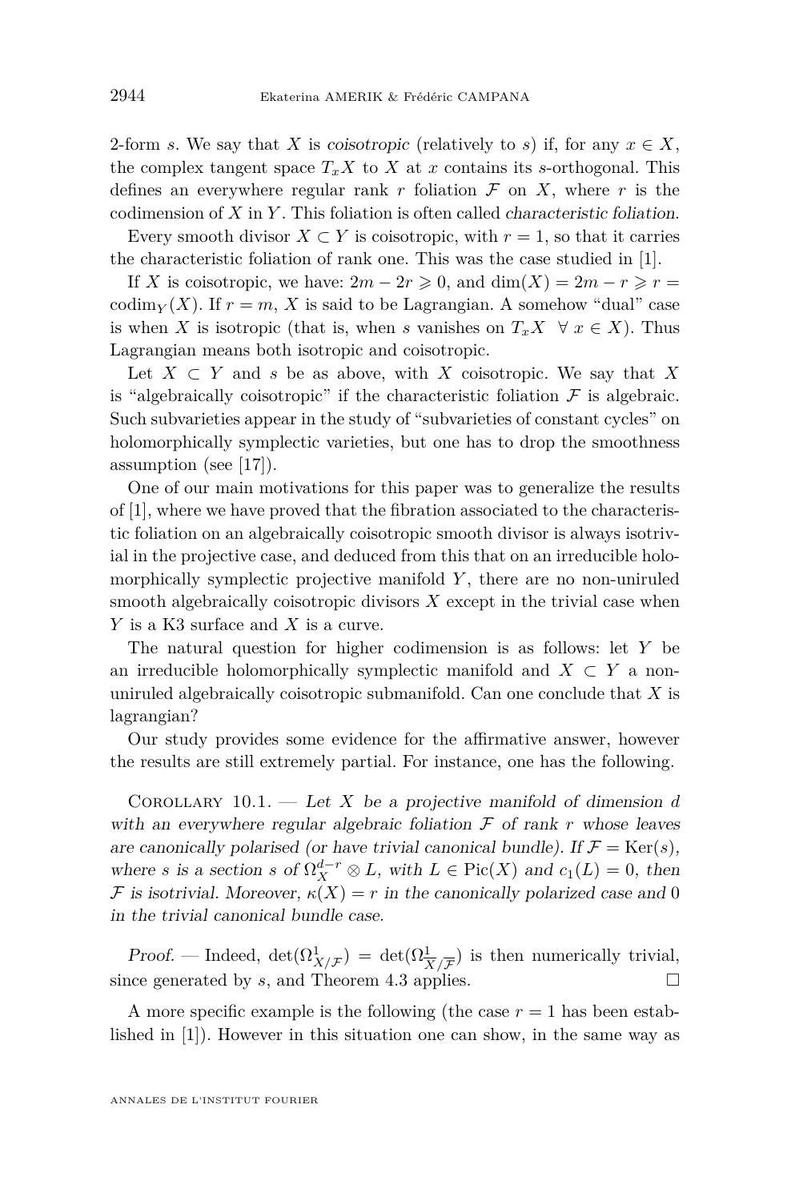2-form $s$. We say that $X$ is *coisotropic* (relatively to $s$) if, for any $x \in X$, the complex tangent space $T_xX$ to $X$ at $x$ contains its $s$-orthogonal. This defines an everywhere regular rank $r$ foliation $\mathcal{F}$ on $X$, where $r$ is the codimension of $X$ in $Y$. This foliation is often called *characteristic foliation*.

Every smooth divisor $X \subset Y$ is coisotropic, with $r = 1$, so that it carries the characteristic foliation of rank one. This was the case studied in [1].

If $X$ is coisotropic, we have: $2m - 2r \geqslant 0$, and $\dim(X) = 2m - r \geqslant r = \operatorname{codim}_Y(X)$. If $r = m$, $X$ is said to be Lagrangian. A somehow "dual" case is when $X$ is isotropic (that is, when $s$ vanishes on $T_xX \ \ \forall\, x \in X$). Thus Lagrangian means both isotropic and coisotropic.

Let $X \subset Y$ and $s$ be as above, with $X$ coisotropic. We say that $X$ is "algebraically coisotropic" if the characteristic foliation $\mathcal{F}$ is algebraic. Such subvarieties appear in the study of "subvarieties of constant cycles" on holomorphically symplectic varieties, but one has to drop the smoothness assumption (see [17]).

One of our main motivations for this paper was to generalize the results of [1], where we have proved that the fibration associated to the characteristic foliation on an algebraically coisotropic smooth divisor is always isotrivial in the projective case, and deduced from this that on an irreducible holomorphically symplectic projective manifold $Y$, there are no non-uniruled smooth algebraically coisotropic divisors $X$ except in the trivial case when $Y$ is a K3 surface and $X$ is a curve.

The natural question for higher codimension is as follows: let $Y$ be an irreducible holomorphically symplectic manifold and $X \subset Y$ a non-uniruled algebraically coisotropic submanifold. Can one conclude that $X$ is lagrangian?

Our study provides some evidence for the affirmative answer, however the results are still extremely partial. For instance, one has the following.

Corollary 10.1. — *Let $X$ be a projective manifold of dimension $d$ with an everywhere regular algebraic foliation $\mathcal{F}$ of rank $r$ whose leaves are canonically polarised (or have trivial canonical bundle). If $\mathcal{F} = \operatorname{Ker}(s)$, where $s$ is a section $s$ of $\Omega_X^{d-r} \otimes L$, with $L \in \operatorname{Pic}(X)$ and $c_1(L) = 0$, then $\mathcal{F}$ is isotrivial. Moreover, $\kappa(X) = r$ in the canonically polarized case and $0$ in the trivial canonical bundle case.*

*Proof.* — Indeed, $\det(\Omega^1_{X/\mathcal{F}}) = \det(\Omega^1_{\overline{X/\mathcal{F}}})$ is then numerically trivial, since generated by $s$, and Theorem 4.3 applies. $\square$

A more specific example is the following (the case $r = 1$ has been established in [1]). However in this situation one can show, in the same way as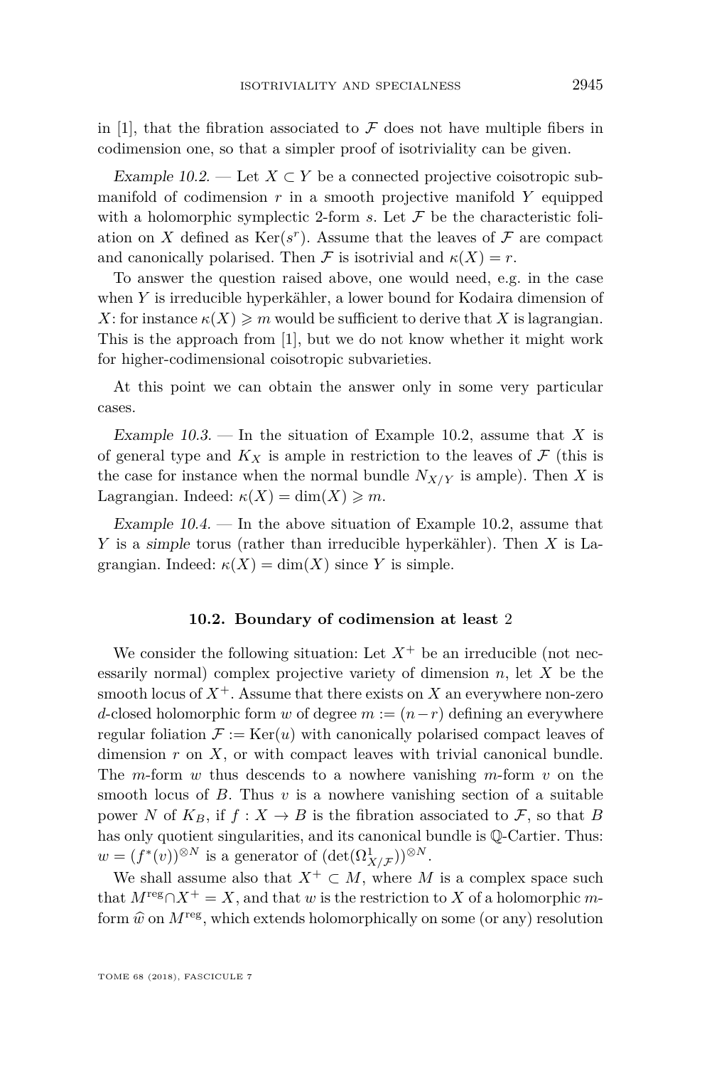in [1], that the fibration associated to $\mathcal{F}$ does not have multiple fibers in codimension one, so that a simpler proof of isotriviality can be given.

*Example 10.2.* — Let $X \subset Y$ be a connected projective coisotropic submanifold of codimension $r$ in a smooth projective manifold $Y$ equipped with a holomorphic symplectic 2-form $s$. Let $\mathcal{F}$ be the characteristic foliation on $X$ defined as $\mathrm{Ker}(s^r)$. Assume that the leaves of $\mathcal{F}$ are compact and canonically polarised. Then $\mathcal{F}$ is isotrivial and $\kappa(X) = r$.

To answer the question raised above, one would need, e.g. in the case when $Y$ is irreducible hyperkähler, a lower bound for Kodaira dimension of $X$: for instance $\kappa(X) \geqslant m$ would be sufficient to derive that $X$ is lagrangian. This is the approach from [1], but we do not know whether it might work for higher-codimensional coisotropic subvarieties.

At this point we can obtain the answer only in some very particular cases.

*Example 10.3.* — In the situation of Example 10.2, assume that $X$ is of general type and $K_X$ is ample in restriction to the leaves of $\mathcal{F}$ (this is the case for instance when the normal bundle $N_{X/Y}$ is ample). Then $X$ is Lagrangian. Indeed: $\kappa(X) = \dim(X) \geqslant m$.

*Example 10.4.* — In the above situation of Example 10.2, assume that $Y$ is a *simple* torus (rather than irreducible hyperkähler). Then $X$ is Lagrangian. Indeed: $\kappa(X) = \dim(X)$ since $Y$ is simple.

### 10.2. Boundary of codimension at least 2

We consider the following situation: Let $X^+$ be an irreducible (not necessarily normal) complex projective variety of dimension $n$, let $X$ be the smooth locus of $X^+$. Assume that there exists on $X$ an everywhere non-zero $d$-closed holomorphic form $w$ of degree $m := (n-r)$ defining an everywhere regular foliation $\mathcal{F} := \mathrm{Ker}(u)$ with canonically polarised compact leaves of dimension $r$ on $X$, or with compact leaves with trivial canonical bundle. The $m$-form $w$ thus descends to a nowhere vanishing $m$-form $v$ on the smooth locus of $B$. Thus $v$ is a nowhere vanishing section of a suitable power $N$ of $K_B$, if $f : X \to B$ is the fibration associated to $\mathcal{F}$, so that $B$ has only quotient singularities, and its canonical bundle is $\mathbb{Q}$-Cartier. Thus: $w = (f^*(v))^{\otimes N}$ is a generator of $(\det(\Omega^1_{X/\mathcal{F}}))^{\otimes N}$.

We shall assume also that $X^+ \subset M$, where $M$ is a complex space such that $M^{\mathrm{reg}} \cap X^+ = X$, and that $w$ is the restriction to $X$ of a holomorphic $m$-form $\widehat{w}$ on $M^{\mathrm{reg}}$, which extends holomorphically on some (or any) resolution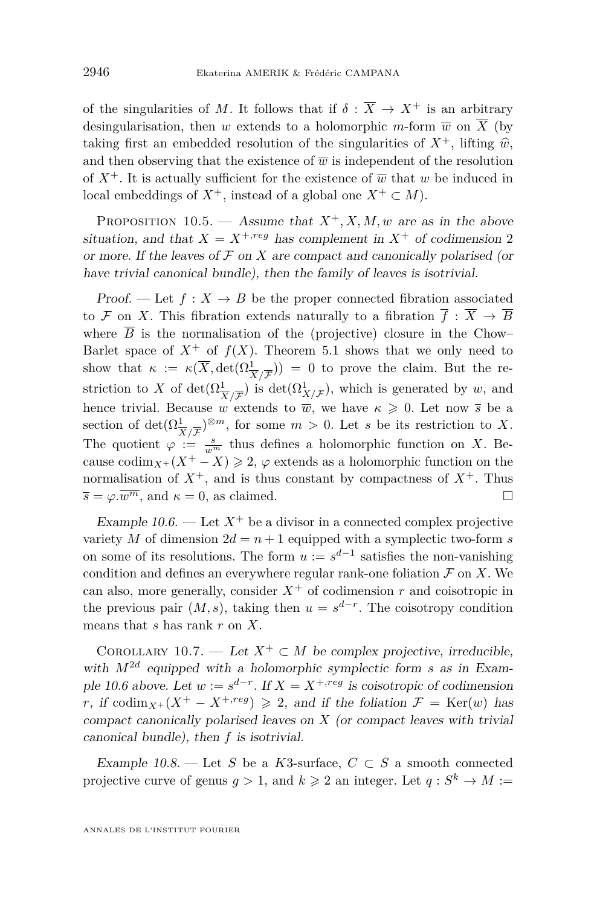of the singularities of $M$. It follows that if $\delta : \overline{X} \to X^+$ is an arbitrary desingularisation, then $w$ extends to a holomorphic $m$-form $\overline{w}$ on $\overline{X}$ (by taking first an embedded resolution of the singularities of $X^+$, lifting $\widehat{w}$, and then observing that the existence of $\overline{w}$ is independent of the resolution of $X^+$. It is actually sufficient for the existence of $\overline{w}$ that $w$ be induced in local embeddings of $X^+$, instead of a global one $X^+ \subset M$).

Proposition 10.5. — *Assume that $X^+, X, M, w$ are as in the above situation, and that $X = X^{+,reg}$ has complement in $X^+$ of codimension 2 or more. If the leaves of $\mathcal{F}$ on $X$ are compact and canonically polarised (or have trivial canonical bundle), then the family of leaves is isotrivial.*

*Proof.* — Let $f : X \to B$ be the proper connected fibration associated to $\mathcal{F}$ on $X$. This fibration extends naturally to a fibration $\overline{f} : \overline{X} \to \overline{B}$ where $\overline{B}$ is the normalisation of the (projective) closure in the Chow–Barlet space of $X^+$ of $f(X)$. Theorem 5.1 shows that we only need to show that $\kappa := \kappa(\overline{X}, \det(\Omega^1_{\overline{X}/\overline{\mathcal{F}}})) = 0$ to prove the claim. But the restriction to $X$ of $\det(\Omega^1_{\overline{X}/\overline{\mathcal{F}}})$ is $\det(\Omega^1_{X/\mathcal{F}})$, which is generated by $w$, and hence trivial. Because $w$ extends to $\overline{w}$, we have $\kappa \geqslant 0$. Let now $\overline{s}$ be a section of $\det(\Omega^1_{\overline{X}/\overline{\mathcal{F}}})^{\otimes m}$, for some $m > 0$. Let $s$ be its restriction to $X$. The quotient $\varphi := \frac{s}{w^m}$ thus defines a holomorphic function on $X$. Because $\operatorname{codim}_{X^+}(X^+ - X) \geqslant 2$, $\varphi$ extends as a holomorphic function on the normalisation of $X^+$, and is thus constant by compactness of $X^+$. Thus $\overline{s} = \varphi . \overline{w^m}$, and $\kappa = 0$, as claimed. □

*Example 10.6.* — Let $X^+$ be a divisor in a connected complex projective variety $M$ of dimension $2d = n + 1$ equipped with a symplectic two-form $s$ on some of its resolutions. The form $u := s^{d-1}$ satisfies the non-vanishing condition and defines an everywhere regular rank-one foliation $\mathcal{F}$ on $X$. We can also, more generally, consider $X^+$ of codimension $r$ and coisotropic in the previous pair $(M, s)$, taking then $u = s^{d-r}$. The coisotropy condition means that $s$ has rank $r$ on $X$.

Corollary 10.7. — *Let $X^+ \subset M$ be complex projective, irreducible, with $M^{2d}$ equipped with a holomorphic symplectic form $s$ as in Example 10.6 above. Let $w := s^{d-r}$. If $X = X^{+,reg}$ is coisotropic of codimension $r$, if $\operatorname{codim}_{X^+}(X^+ - X^{+,reg}) \geqslant 2$, and if the foliation $\mathcal{F} = \operatorname{Ker}(w)$ has compact canonically polarised leaves on $X$ (or compact leaves with trivial canonical bundle), then $f$ is isotrivial.*

*Example 10.8.* — Let $S$ be a $K3$-surface, $C \subset S$ a smooth connected projective curve of genus $g > 1$, and $k \geqslant 2$ an integer. Let $q : S^k \to M :=$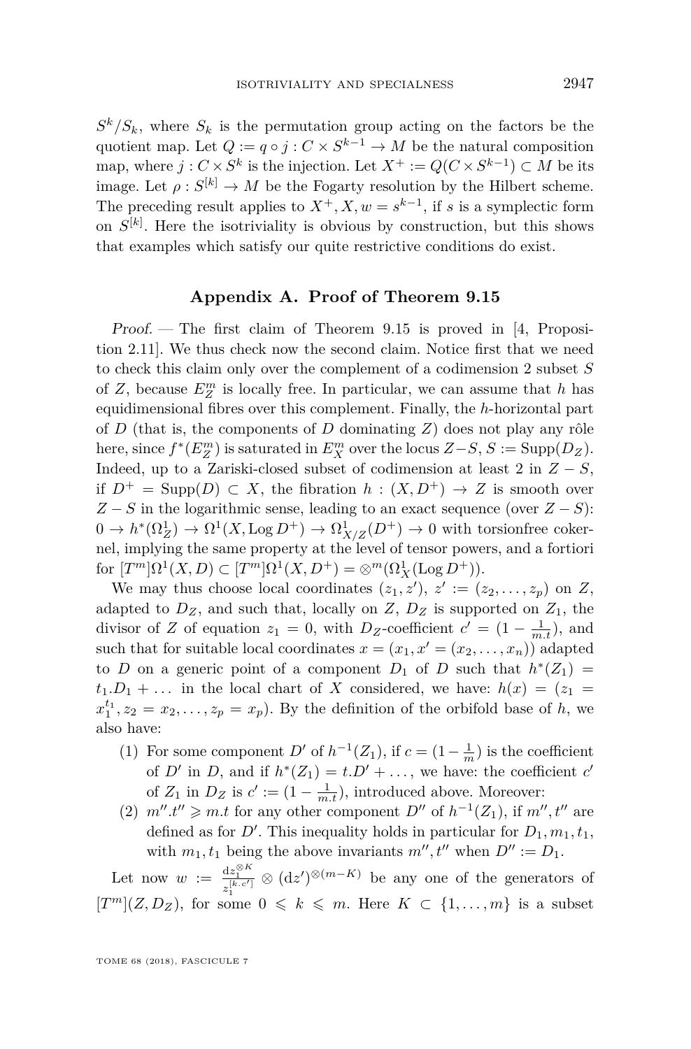$S^k/S_k$, where $S_k$ is the permutation group acting on the factors be the quotient map. Let $Q := q \circ j : C \times S^{k-1} \to M$ be the natural composition map, where $j : C \times S^k$ is the injection. Let $X^+ := Q(C \times S^{k-1}) \subset M$ be its image. Let $\rho : S^{[k]} \to M$ be the Fogarty resolution by the Hilbert scheme. The preceding result applies to $X^+, X, w = s^{k-1}$, if $s$ is a symplectic form on $S^{[k]}$. Here the isotriviality is obvious by construction, but this shows that examples which satisfy our quite restrictive conditions do exist.

## Appendix A. Proof of Theorem 9.15

*Proof.* — The first claim of Theorem 9.15 is proved in [4, Proposition 2.11]. We thus check now the second claim. Notice first that we need to check this claim only over the complement of a codimension 2 subset $S$ of $Z$, because $E^m_Z$ is locally free. In particular, we can assume that $h$ has equidimensional fibres over this complement. Finally, the $h$-horizontal part of $D$ (that is, the components of $D$ dominating $Z$) does not play any rôle here, since $f^*(E^m_Z)$ is saturated in $E^m_X$ over the locus $Z-S$, $S := \mathrm{Supp}(D_Z)$. Indeed, up to a Zariski-closed subset of codimension at least 2 in $Z - S$, if $D^+ = \mathrm{Supp}(D) \subset X$, the fibration $h : (X, D^+) \to Z$ is smooth over $Z - S$ in the logarithmic sense, leading to an exact sequence (over $Z - S$): $0 \to h^*(\Omega^1_Z) \to \Omega^1(X, \mathrm{Log}\, D^+) \to \Omega^1_{X/Z}(D^+) \to 0$ with torsionfree cokernel, implying the same property at the level of tensor powers, and a fortiori for $[T^m]\Omega^1(X, D) \subset [T^m]\Omega^1(X, D^+) = \otimes^m(\Omega^1_X(\mathrm{Log}\, D^+))$.

We may thus choose local coordinates $(z_1, z')$, $z' := (z_2, \ldots, z_p)$ on $Z$, adapted to $D_Z$, and such that, locally on $Z$, $D_Z$ is supported on $Z_1$, the divisor of $Z$ of equation $z_1 = 0$, with $D_Z$-coefficient $c' = (1 - \frac{1}{m.t})$, and such that for suitable local coordinates $x = (x_1, x' = (x_2, \ldots, x_n))$ adapted to $D$ on a generic point of a component $D_1$ of $D$ such that $h^*(Z_1) = t_1.D_1 + \ldots$ in the local chart of $X$ considered, we have: $h(x) = (z_1 = x_1^{t_1}, z_2 = x_2, \ldots, z_p = x_p)$. By the definition of the orbifold base of $h$, we also have:

1. For some component $D'$ of $h^{-1}(Z_1)$, if $c = (1 - \frac{1}{m})$ is the coefficient of $D'$ in $D$, and if $h^*(Z_1) = t.D' + \ldots$, we have: the coefficient $c'$ of $Z_1$ in $D_Z$ is $c' := (1 - \frac{1}{m.t})$, introduced above. Moreover:
2. $m''.t'' \geqslant m.t$ for any other component $D''$ of $h^{-1}(Z_1)$, if $m'', t''$ are defined as for $D'$. This inequality holds in particular for $D_1, m_1, t_1$, with $m_1, t_1$ being the above invariants $m'', t''$ when $D'' := D_1$.

Let now $w := \frac{\mathrm{d}z_1^{\otimes K}}{z_1^{[k.c']}} \otimes (\mathrm{d}z')^{\otimes(m-K)}$ be any one of the generators of $[T^m](Z, D_Z)$, for some $0 \leqslant k \leqslant m$. Here $K \subset \{1, \ldots, m\}$ is a subset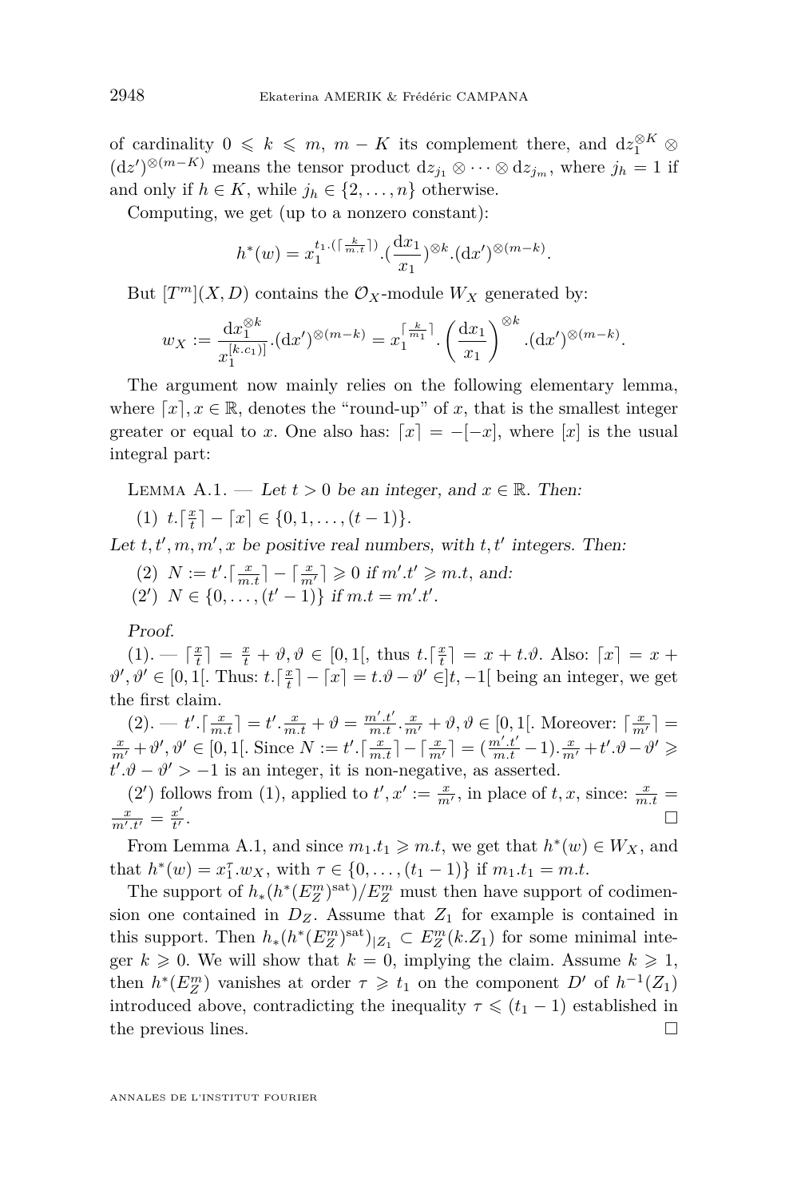of cardinality $0 \leqslant k \leqslant m$, $m - K$ its complement there, and $\mathrm{d}z_1^{\otimes K} \otimes (\mathrm{d}z')^{\otimes(m-K)}$ means the tensor product $\mathrm{d}z_{j_1} \otimes \cdots \otimes \mathrm{d}z_{j_m}$, where $j_h = 1$ if and only if $h \in K$, while $j_h \in \{2, \ldots, n\}$ otherwise.

Computing, we get (up to a nonzero constant):

$$h^*(w) = x_1^{t_1.(\lceil \frac{k}{m.t} \rceil)}.(\frac{\mathrm{d}x_1}{x_1})^{\otimes k}.(\mathrm{d}x')^{\otimes(m-k)}.$$

But $[T^m](X, D)$ contains the $\mathcal{O}_X$-module $W_X$ generated by:

$$w_X := \frac{\mathrm{d}x_1^{\otimes k}}{x_1^{[k.c_1)]}}.(\mathrm{d}x')^{\otimes(m-k)} = x_1^{\lceil \frac{k}{m_1} \rceil}.\left(\frac{\mathrm{d}x_1}{x_1}\right)^{\otimes k}.(\mathrm{d}x')^{\otimes(m-k)}.$$

The argument now mainly relies on the following elementary lemma, where $\lceil x \rceil, x \in \mathbb{R}$, denotes the "round-up" of $x$, that is the smallest integer greater or equal to $x$. One also has: $\lceil x \rceil = -[-x]$, where $[x]$ is the usual integral part:

Lemma A.1. — *Let $t > 0$ be an integer, and $x \in \mathbb{R}$. Then:*

(1) $t.\lceil \frac{x}{t} \rceil - \lceil x \rceil \in \{0, 1, \ldots, (t-1)\}$.

*Let $t, t', m, m', x$ be positive real numbers, with $t, t'$ integers. Then:*

(2) $N := t'.\lceil \frac{x}{m.t} \rceil - \lceil \frac{x}{m'} \rceil \geqslant 0$ *if* $m'.t' \geqslant m.t$, *and:*

(2′) $N \in \{0, \ldots, (t'-1)\}$ *if* $m.t = m'.t'$.

*Proof.*

(1). — $\lceil \frac{x}{t} \rceil = \frac{x}{t} + \vartheta, \vartheta \in [0, 1[$, thus $t.\lceil \frac{x}{t} \rceil = x + t.\vartheta$. Also: $\lceil x \rceil = x + \vartheta', \vartheta' \in [0, 1[$. Thus: $t.\lceil \frac{x}{t} \rceil - \lceil x \rceil = t.\vartheta - \vartheta' \in ]t, -1[$ being an integer, we get the first claim.

(2). — $t'.\lceil \frac{x}{m.t} \rceil = t'.\frac{x}{m.t} + \vartheta = \frac{m'.t'}{m.t}.\frac{x}{m'} + \vartheta, \vartheta \in [0, 1[$. Moreover: $\lceil \frac{x}{m'} \rceil = \frac{x}{m'} + \vartheta', \vartheta' \in [0, 1[$. Since $N := t'.\lceil \frac{x}{m.t} \rceil - \lceil \frac{x}{m'} \rceil = (\frac{m'.t'}{m.t} - 1).\frac{x}{m'} + t'.\vartheta - \vartheta' \geqslant t'.\vartheta - \vartheta' > -1$ is an integer, it is non-negative, as asserted.

(2′) follows from (1), applied to $t', x' := \frac{x}{m'}$, in place of $t, x$, since: $\frac{x}{m.t} = \frac{x}{m'.t'} = \frac{x'}{t'}$. $\square$

From Lemma A.1, and since $m_1.t_1 \geqslant m.t$, we get that $h^*(w) \in W_X$, and that $h^*(w) = x_1^{\tau}.w_X$, with $\tau \in \{0, \ldots, (t_1 - 1)\}$ if $m_1.t_1 = m.t$.

The support of $h_*(h^*(E_Z^m)^{\mathrm{sat}})/E_Z^m$ must then have support of codimension one contained in $D_Z$. Assume that $Z_1$ for example is contained in this support. Then $h_*(h^*(E_Z^m)^{\mathrm{sat}})_{|Z_1} \subset E_Z^m(k.Z_1)$ for some minimal integer $k \geqslant 0$. We will show that $k = 0$, implying the claim. Assume $k \geqslant 1$, then $h^*(E_Z^m)$ vanishes at order $\tau \geqslant t_1$ on the component $D'$ of $h^{-1}(Z_1)$ introduced above, contradicting the inequality $\tau \leqslant (t_1 - 1)$ established in the previous lines. $\square$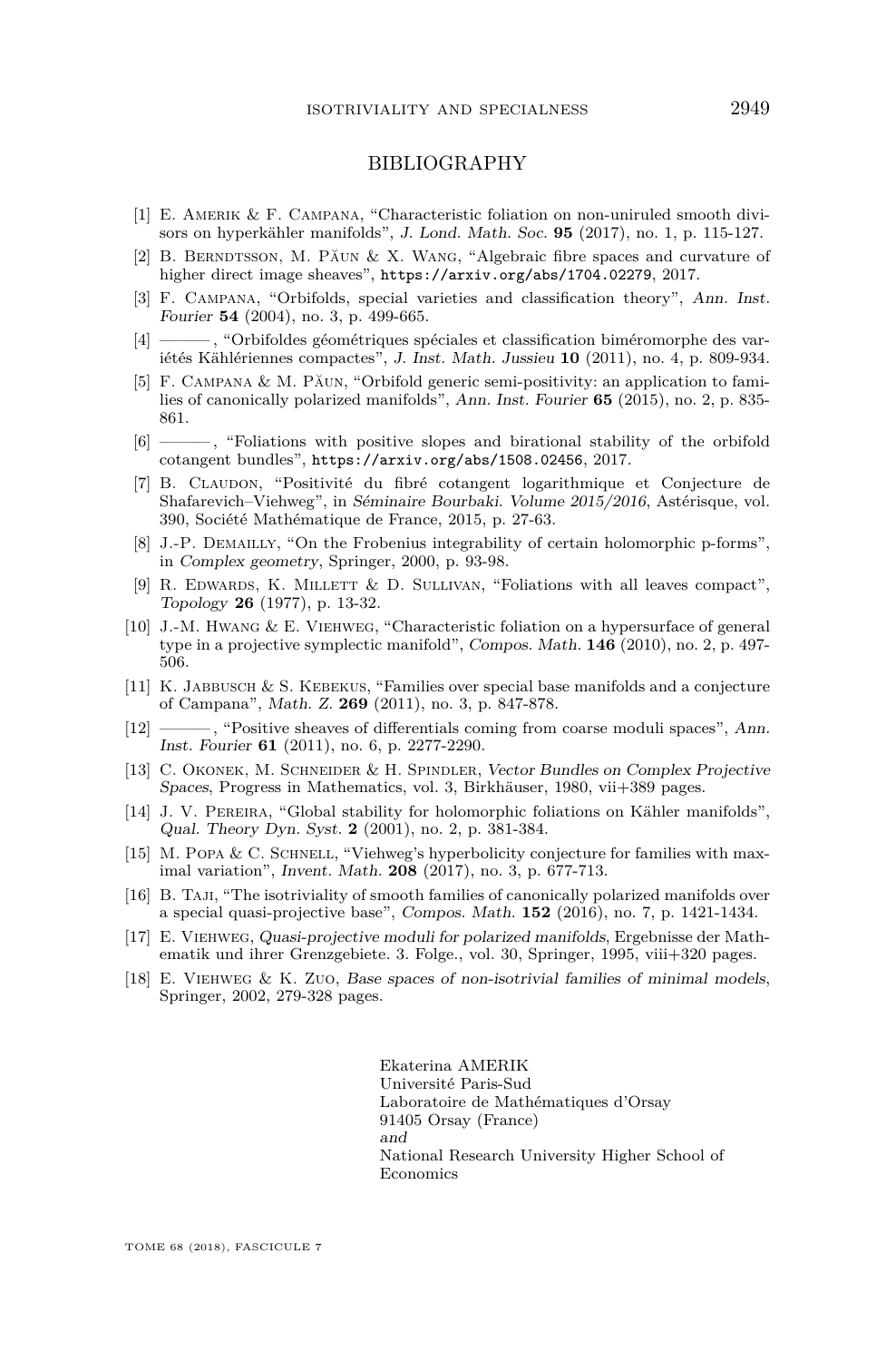## BIBLIOGRAPHY

[1] E. Amerik & F. Campana, "Characteristic foliation on non-uniruled smooth divisors on hyperkähler manifolds", *J. Lond. Math. Soc.* **95** (2017), no. 1, p. 115-127.

[2] B. Berndtsson, M. Păun & X. Wang, "Algebraic fibre spaces and curvature of higher direct image sheaves", https://arxiv.org/abs/1704.02279, 2017.

[3] F. Campana, "Orbifolds, special varieties and classification theory", *Ann. Inst. Fourier* **54** (2004), no. 3, p. 499-665.

[4] ———, "Orbifoldes géométriques spéciales et classification biméromorphe des variétés Kählériennes compactes", *J. Inst. Math. Jussieu* **10** (2011), no. 4, p. 809-934.

[5] F. Campana & M. Păun, "Orbifold generic semi-positivity: an application to families of canonically polarized manifolds", *Ann. Inst. Fourier* **65** (2015), no. 2, p. 835-861.

[6] ———, "Foliations with positive slopes and birational stability of the orbifold cotangent bundles", https://arxiv.org/abs/1508.02456, 2017.

[7] B. Claudon, "Positivité du fibré cotangent logarithmique et Conjecture de Shafarevich–Viehweg", in *Séminaire Bourbaki. Volume 2015/2016*, Astérisque, vol. 390, Société Mathématique de France, 2015, p. 27-63.

[8] J.-P. Demailly, "On the Frobenius integrability of certain holomorphic p-forms", in *Complex geometry*, Springer, 2000, p. 93-98.

[9] R. Edwards, K. Millett & D. Sullivan, "Foliations with all leaves compact", *Topology* **26** (1977), p. 13-32.

[10] J.-M. Hwang & E. Viehweg, "Characteristic foliation on a hypersurface of general type in a projective symplectic manifold", *Compos. Math.* **146** (2010), no. 2, p. 497-506.

[11] K. Jabbusch & S. Kebekus, "Families over special base manifolds and a conjecture of Campana", *Math. Z.* **269** (2011), no. 3, p. 847-878.

[12] ———, "Positive sheaves of differentials coming from coarse moduli spaces", *Ann. Inst. Fourier* **61** (2011), no. 6, p. 2277-2290.

[13] C. Okonek, M. Schneider & H. Spindler, *Vector Bundles on Complex Projective Spaces*, Progress in Mathematics, vol. 3, Birkhäuser, 1980, vii+389 pages.

[14] J. V. Pereira, "Global stability for holomorphic foliations on Kähler manifolds", *Qual. Theory Dyn. Syst.* **2** (2001), no. 2, p. 381-384.

[15] M. Popa & C. Schnell, "Viehweg's hyperbolicity conjecture for families with maximal variation", *Invent. Math.* **208** (2017), no. 3, p. 677-713.

[16] B. Taji, "The isotriviality of smooth families of canonically polarized manifolds over a special quasi-projective base", *Compos. Math.* **152** (2016), no. 7, p. 1421-1434.

[17] E. Viehweg, *Quasi-projective moduli for polarized manifolds*, Ergebnisse der Mathematik und ihrer Grenzgebiete. 3. Folge., vol. 30, Springer, 1995, viii+320 pages.

[18] E. Viehweg & K. Zuo, *Base spaces of non-isotrivial families of minimal models*, Springer, 2002, 279-328 pages.

Ekaterina AMERIK
Université Paris-Sud
Laboratoire de Mathématiques d'Orsay
91405 Orsay (France)
*and*
National Research University Higher School of Economics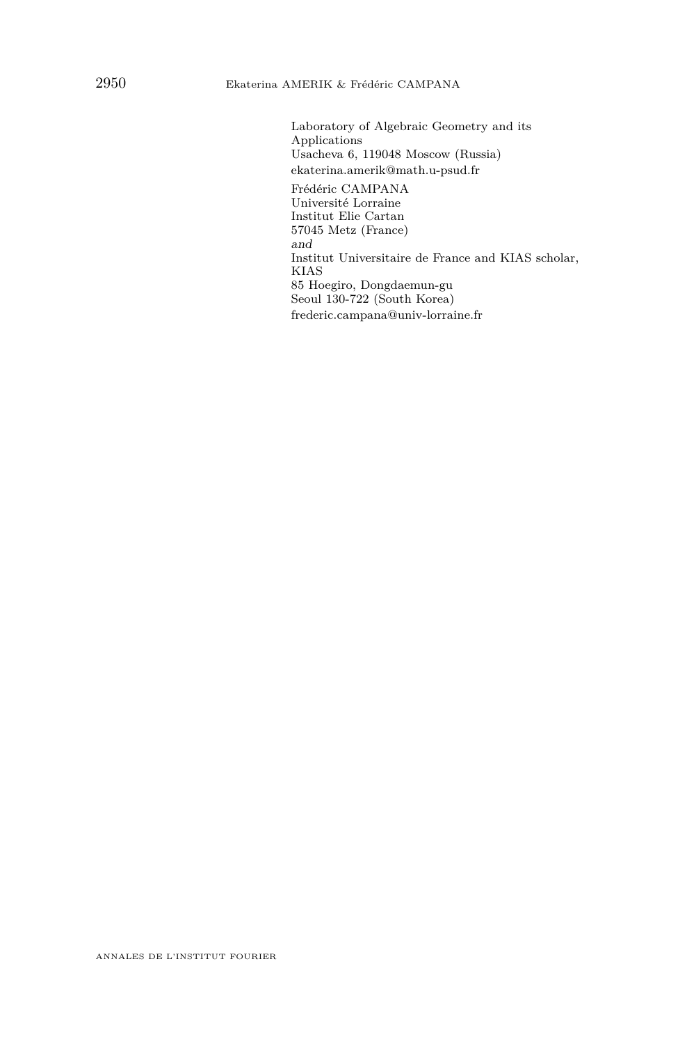Laboratory of Algebraic Geometry and its Applications
Usacheva 6, 119048 Moscow (Russia)
ekaterina.amerik@math.u-psud.fr

Frédéric CAMPANA
Université Lorraine
Institut Elie Cartan
57045 Metz (France)
*and*
Institut Universitaire de France and KIAS scholar, KIAS
85 Hoegiro, Dongdaemun-gu
Seoul 130-722 (South Korea)
frederic.campana@univ-lorraine.fr